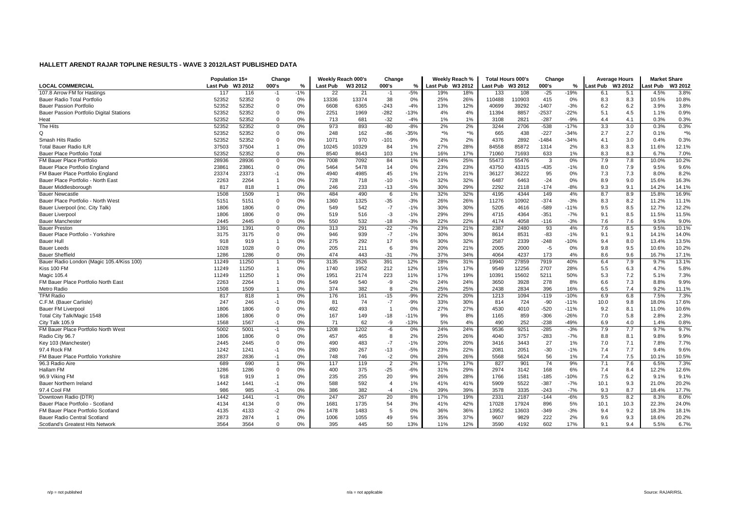# HALLETT ARENDT RAJAR TOPLINE RESULTS - WAVE 3 2012/LAST PUBLISHED DATA

| | Population 15+ | | Change | | Weekly Reach 000's | | Change | | Weekly Reach % | | Total Hours 000's | | Change | | Average Hours | | Market Share | |
|---|---|---|---|---|---|---|---|---|---|---|---|---|---|---|---|---|---|---|
| **LOCAL COMMERCIAL** | Last Pub | W3 2012 | 000's | % | Last Pub | W3 2012 | 000's | % | Last Pub | W3 2012 | Last Pub | W3 2012 | 000's | % | Last Pub | W3 2012 | Last Pub | W3 2012 |
| 107.8 Arrow FM for Hastings | 117 | 116 | -1 | -1% | 22 | 21 | -1 | -5% | 19% | 18% | 133 | 108 | -25 | -19% | 6.1 | 5.1 | 4.5% | 3.8% |
| Bauer Radio Total Portfolio | 52352 | 52352 | 0 | 0% | 13336 | 13374 | 38 | 0% | 25% | 26% | 110488 | 110903 | 415 | 0% | 8.3 | 8.3 | 10.5% | 10.8% |
| Bauer Passion Portfolio | 52352 | 52352 | 0 | 0% | 6608 | 6365 | -243 | -4% | 13% | 12% | 40699 | 39292 | -1407 | -3% | 6.2 | 6.2 | 3.9% | 3.8% |
| Bauer Passion Portfolio Digital Stations | 52352 | 52352 | 0 | 0% | 2251 | 1969 | -282 | -13% | 4% | 4% | 11394 | 8857 | -2537 | -22% | 5.1 | 4.5 | 1.1% | 0.9% |
| Heat | 52352 | 52352 | 0 | 0% | 713 | 681 | -32 | -4% | 1% | 1% | 3108 | 2821 | -287 | -9% | 4.4 | 4.1 | 0.3% | 0.3% |
| The Hits | 52352 | 52352 | 0 | 0% | 973 | 893 | -80 | -8% | 2% | 2% | 3244 | 2706 | -538 | -17% | 3.3 | 3.0 | 0.3% | 0.3% |
| Q | 52352 | 52352 | 0 | 0% | 248 | 162 | -86 | -35% | *% | *% | 665 | 438 | -227 | -34% | 2.7 | 2.7 | 0.1% | *% |
| Smash Hits Radio | 52352 | 52352 | 0 | 0% | 1071 | 970 | -101 | -9% | 2% | 2% | 4376 | 2892 | -1484 | -34% | 4.1 | 3.0 | 0.4% | 0.3% |
| Total Bauer Radio ILR | 37503 | 37504 | 1 | 0% | 10245 | 10329 | 84 | 1% | 27% | 28% | 84558 | 85872 | 1314 | 2% | 8.3 | 8.3 | 11.6% | 12.1% |
| Bauer Place Portfolio Total | 52352 | 52352 | 0 | 0% | 8540 | 8643 | 103 | 1% | 16% | 17% | 71060 | 71693 | 633 | 1% | 8.3 | 8.3 | 6.7% | 7.0% |
| FM Bauer Place Portfolio | 28936 | 28936 | 0 | 0% | 7008 | 7092 | 84 | 1% | 24% | 25% | 55473 | 55476 | 3 | 0% | 7.9 | 7.8 | 10.0% | 10.2% |
| Bauer Place Portfolio England | 23861 | 23861 | 0 | 0% | 5464 | 5478 | 14 | 0% | 23% | 23% | 43750 | 43315 | -435 | -1% | 8.0 | 7.9 | 9.5% | 9.6% |
| FM Bauer Place Portfolio England | 23374 | 23373 | -1 | 0% | 4940 | 4985 | 45 | 1% | 21% | 21% | 36127 | 36222 | 95 | 0% | 7.3 | 7.3 | 8.0% | 8.2% |
| Bauer Place Portfolio - North East | 2263 | 2264 | 1 | 0% | 728 | 718 | -10 | -1% | 32% | 32% | 6487 | 6463 | -24 | 0% | 8.9 | 9.0 | 15.6% | 16.3% |
| Bauer Middlesborough | 817 | 818 | 1 | 0% | 246 | 233 | -13 | -5% | 30% | 29% | 2292 | 2118 | -174 | -8% | 9.3 | 9.1 | 14.2% | 14.1% |
| Bauer Newcastle | 1508 | 1509 | 1 | 0% | 484 | 490 | 6 | 1% | 32% | 32% | 4195 | 4344 | 149 | 4% | 8.7 | 8.9 | 15.8% | 16.9% |
| Bauer Place Portfolio - North West | 5151 | 5151 | 0 | 0% | 1360 | 1325 | -35 | -3% | 26% | 26% | 11276 | 10902 | -374 | -3% | 8.3 | 8.2 | 11.2% | 11.1% |
| Bauer Liverpool (inc. City Talk) | 1806 | 1806 | 0 | 0% | 549 | 542 | -7 | -1% | 30% | 30% | 5205 | 4616 | -589 | -11% | 9.5 | 8.5 | 12.7% | 12.2% |
| Bauer Liverpool | 1806 | 1806 | 0 | 0% | 519 | 516 | -3 | -1% | 29% | 29% | 4715 | 4364 | -351 | -7% | 9.1 | 8.5 | 11.5% | 11.5% |
| Bauer Manchester | 2445 | 2445 | 0 | 0% | 550 | 532 | -18 | -3% | 22% | 22% | 4174 | 4058 | -116 | -3% | 7.6 | 7.6 | 9.5% | 9.0% |
| Bauer Preston | 1391 | 1391 | 0 | 0% | 313 | 291 | -22 | -7% | 23% | 21% | 2387 | 2480 | 93 | 4% | 7.6 | 8.5 | 9.5% | 10.1% |
| Bauer Place Portfolio - Yorkshire | 3175 | 3175 | 0 | 0% | 946 | 939 | -7 | -1% | 30% | 30% | 8614 | 8531 | -83 | -1% | 9.1 | 9.1 | 14.1% | 14.0% |
| Bauer Hull | 918 | 919 | 1 | 0% | 275 | 292 | 17 | 6% | 30% | 32% | 2587 | 2339 | -248 | -10% | 9.4 | 8.0 | 13.4% | 13.5% |
| Bauer Leeds | 1028 | 1028 | 0 | 0% | 205 | 211 | 6 | 3% | 20% | 21% | 2005 | 2000 | -5 | 0% | 9.8 | 9.5 | 10.6% | 10.2% |
| Bauer Sheffield | 1286 | 1286 | 0 | 0% | 474 | 443 | -31 | -7% | 37% | 34% | 4064 | 4237 | 173 | 4% | 8.6 | 9.6 | 16.7% | 17.1% |
| Bauer Radio London (Magic 105.4/Kiss 100) | 11249 | 11250 | 1 | 0% | 3135 | 3526 | 391 | 12% | 28% | 31% | 19940 | 27859 | 7919 | 40% | 6.4 | 7.9 | 9.7% | 13.1% |
| Kiss 100 FM | 11249 | 11250 | 1 | 0% | 1740 | 1952 | 212 | 12% | 15% | 17% | 9549 | 12256 | 2707 | 28% | 5.5 | 6.3 | 4.7% | 5.8% |
| Magic 105.4 | 11249 | 11250 | 1 | 0% | 1951 | 2174 | 223 | 11% | 17% | 19% | 10391 | 15602 | 5211 | 50% | 5.3 | 7.2 | 5.1% | 7.3% |
| FM Bauer Place Portfolio North East | 2263 | 2264 | 1 | 0% | 549 | 540 | -9 | -2% | 24% | 24% | 3650 | 3928 | 278 | 8% | 6.6 | 7.3 | 8.8% | 9.9% |
| Metro Radio | 1508 | 1509 | 1 | 0% | 374 | 382 | 8 | 2% | 25% | 25% | 2438 | 2834 | 396 | 16% | 6.5 | 7.4 | 9.2% | 11.1% |
| TFM Radio | 817 | 818 | 1 | 0% | 176 | 161 | -15 | -9% | 22% | 20% | 1213 | 1094 | -119 | -10% | 6.9 | 6.8 | 7.5% | 7.3% |
| C.F.M. (Bauer Carlisle) | 247 | 246 | -1 | 0% | 81 | 74 | -7 | -9% | 33% | 30% | 814 | 724 | -90 | -11% | 10.0 | 9.8 | 18.0% | 17.6% |
| Bauer FM Liverpool | 1806 | 1806 | 0 | 0% | 492 | 493 | 1 | 0% | 27% | 27% | 4530 | 4010 | -520 | -11% | 9.2 | 8.1 | 11.0% | 10.6% |
| Total City Talk/Magic 1548 | 1806 | 1806 | 0 | 0% | 167 | 149 | -18 | -11% | 9% | 8% | 1165 | 859 | -306 | -26% | 7.0 | 5.8 | 2.8% | 2.3% |
| City Talk 105.9 | 1568 | 1567 | -1 | 0% | 71 | 62 | -9 | -13% | 5% | 4% | 490 | 252 | -238 | -49% | 6.9 | 4.0 | 1.4% | 0.8% |
| FM Bauer Place Portfolio North West | 5002 | 5001 | -1 | 0% | 1208 | 1202 | -6 | 0% | 24% | 24% | 9536 | 9251 | -285 | -3% | 7.9 | 7.7 | 9.7% | 9.7% |
| Radio City 96.7 | 1806 | 1806 | 0 | 0% | 457 | 465 | 8 | 2% | 25% | 26% | 4040 | 3757 | -283 | -7% | 8.8 | 8.1 | 9.8% | 9.9% |
| Key 103 (Manchester) | 2445 | 2445 | 0 | 0% | 490 | 483 | -7 | -1% | 20% | 20% | 3416 | 3443 | 27 | 1% | 7.0 | 7.1 | 7.8% | 7.7% |
| 97.4 Rock FM | 1242 | 1241 | -1 | 0% | 280 | 267 | -13 | -5% | 23% | 22% | 2081 | 2051 | -30 | -1% | 7.4 | 7.7 | 9.4% | 9.6% |
| FM Bauer Place Portfolio Yorkshire | 2837 | 2836 | -1 | 0% | 748 | 746 | -2 | 0% | 26% | 26% | 5568 | 5624 | 56 | 1% | 7.4 | 7.5 | 10.1% | 10.5% |
| 96.3 Radio Aire | 689 | 690 | 1 | 0% | 117 | 119 | 2 | 2% | 17% | 17% | 827 | 901 | 74 | 9% | 7.1 | 7.6 | 6.5% | 7.3% |
| Hallam FM | 1286 | 1286 | 0 | 0% | 400 | 375 | -25 | -6% | 31% | 29% | 2974 | 3142 | 168 | 6% | 7.4 | 8.4 | 12.2% | 12.6% |
| 96.9 Viking FM | 918 | 919 | 1 | 0% | 235 | 255 | 20 | 9% | 26% | 28% | 1766 | 1581 | -185 | -10% | 7.5 | 6.2 | 9.1% | 9.1% |
| Bauer Northern Ireland | 1442 | 1441 | -1 | 0% | 588 | 592 | 4 | 1% | 41% | 41% | 5909 | 5522 | -387 | -7% | 10.1 | 9.3 | 21.0% | 20.2% |
| 97.4 Cool FM | 986 | 985 | -1 | 0% | 386 | 382 | -4 | -1% | 39% | 39% | 3578 | 3335 | -243 | -7% | 9.3 | 8.7 | 18.4% | 17.7% |
| Downtown Radio (DTR) | 1442 | 1441 | -1 | 0% | 247 | 267 | 20 | 8% | 17% | 19% | 2331 | 2187 | -144 | -6% | 9.5 | 8.2 | 8.3% | 8.0% |
| Bauer Place Portfolio - Scotland | 4134 | 4134 | 0 | 0% | 1681 | 1735 | 54 | 3% | 41% | 42% | 17028 | 17924 | 896 | 5% | 10.1 | 10.3 | 22.3% | 24.0% |
| FM Bauer Place Portfolio Scotland | 4135 | 4133 | -2 | 0% | 1478 | 1483 | 5 | 0% | 36% | 36% | 13952 | 13603 | -349 | -3% | 9.4 | 9.2 | 18.3% | 18.1% |
| Bauer Radio Central Scotland | 2873 | 2874 | 1 | 0% | 1006 | 1055 | 49 | 5% | 35% | 37% | 9607 | 9829 | 222 | 2% | 9.6 | 9.3 | 18.6% | 20.2% |
| Scotland's Greatest Hits Network | 3564 | 3564 | 0 | 0% | 395 | 445 | 50 | 13% | 11% | 12% | 3590 | 4192 | 602 | 17% | 9.1 | 9.4 | 5.5% | 6.7% |

n/p = not published

n/a = not applicable

Source: RAJAR/RSL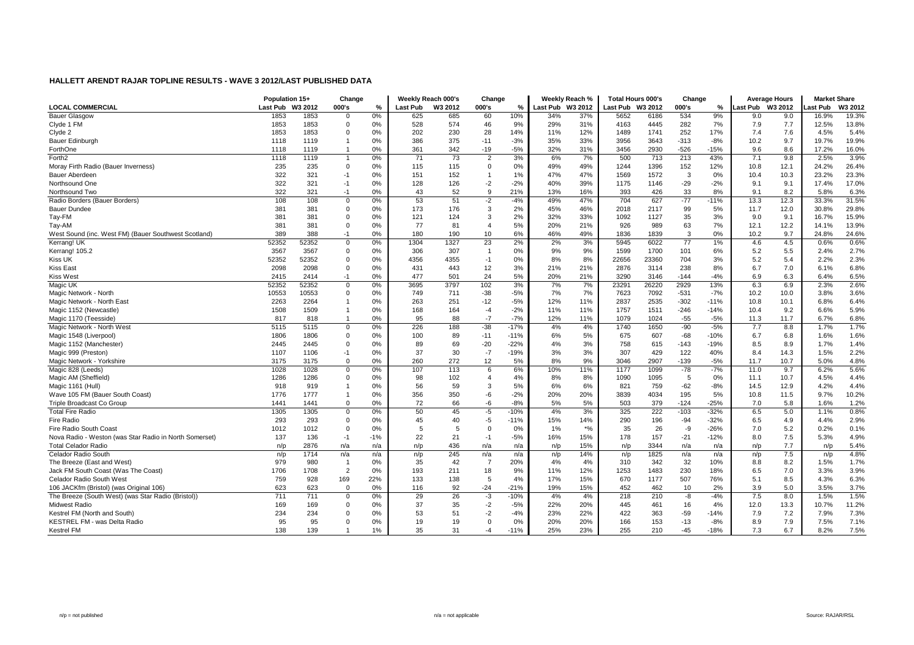# HALLETT ARENDT RAJAR TOPLINE RESULTS - WAVE 3 2012/LAST PUBLISHED DATA

| LOCAL COMMERCIAL | Population 15+ | | Change | | Weekly Reach 000's | | Change | | Weekly Reach % | | Total Hours 000's | | Change | | Average Hours | | Market Share | |
|---|---|---|---|---|---|---|---|---|---|---|---|---|---|---|---|---|---|---|
| | Last Pub | W3 2012 | 000's | % | Last Pub | W3 2012 | 000's | % | Last Pub | W3 2012 | Last Pub | W3 2012 | 000's | % | Last Pub | W3 2012 | Last Pub | W3 2012 |
| Bauer Glasgow | 1853 | 1853 | 0 | 0% | 625 | 685 | 60 | 10% | 34% | 37% | 5652 | 6186 | 534 | 9% | 9.0 | 9.0 | 16.9% | 19.3% |
| Clyde 1 FM | 1853 | 1853 | 0 | 0% | 528 | 574 | 46 | 9% | 29% | 31% | 4163 | 4445 | 282 | 7% | 7.9 | 7.7 | 12.5% | 13.8% |
| Clyde 2 | 1853 | 1853 | 0 | 0% | 202 | 230 | 28 | 14% | 11% | 12% | 1489 | 1741 | 252 | 17% | 7.4 | 7.6 | 4.5% | 5.4% |
| Bauer Edinburgh | 1118 | 1119 | 1 | 0% | 386 | 375 | -11 | -3% | 35% | 33% | 3956 | 3643 | -313 | -8% | 10.2 | 9.7 | 19.7% | 19.9% |
| ForthOne | 1118 | 1119 | 1 | 0% | 361 | 342 | -19 | -5% | 32% | 31% | 3456 | 2930 | -526 | -15% | 9.6 | 8.6 | 17.2% | 16.0% |
| Forth2 | 1118 | 1119 | 1 | 0% | 71 | 73 | 2 | 3% | 6% | 7% | 500 | 713 | 213 | 43% | 7.1 | 9.8 | 2.5% | 3.9% |
| Moray Firth Radio (Bauer Inverness) | 235 | 235 | 0 | 0% | 115 | 115 | 0 | 0% | 49% | 49% | 1244 | 1396 | 152 | 12% | 10.8 | 12.1 | 24.2% | 26.4% |
| Bauer Aberdeen | 322 | 321 | -1 | 0% | 151 | 152 | 1 | 1% | 47% | 47% | 1569 | 1572 | 3 | 0% | 10.4 | 10.3 | 23.2% | 23.3% |
| Northsound One | 322 | 321 | -1 | 0% | 128 | 126 | -2 | -2% | 40% | 39% | 1175 | 1146 | -29 | -2% | 9.1 | 9.1 | 17.4% | 17.0% |
| Northsound Two | 322 | 321 | -1 | 0% | 43 | 52 | 9 | 21% | 13% | 16% | 393 | 426 | 33 | 8% | 9.1 | 8.2 | 5.8% | 6.3% |
| Radio Borders (Bauer Borders) | 108 | 108 | 0 | 0% | 53 | 51 | -2 | -4% | 49% | 47% | 704 | 627 | -77 | -11% | 13.3 | 12.3 | 33.3% | 31.5% |
| Bauer Dundee | 381 | 381 | 0 | 0% | 173 | 176 | 3 | 2% | 45% | 46% | 2018 | 2117 | 99 | 5% | 11.7 | 12.0 | 30.8% | 29.8% |
| Tay-FM | 381 | 381 | 0 | 0% | 121 | 124 | 3 | 2% | 32% | 33% | 1092 | 1127 | 35 | 3% | 9.0 | 9.1 | 16.7% | 15.9% |
| Tay-AM | 381 | 381 | 0 | 0% | 77 | 81 | 4 | 5% | 20% | 21% | 926 | 989 | 63 | 7% | 12.1 | 12.2 | 14.1% | 13.9% |
| West Sound (inc. West FM) (Bauer Southwest Scotland) | 389 | 388 | -1 | 0% | 180 | 190 | 10 | 6% | 46% | 49% | 1836 | 1839 | 3 | 0% | 10.2 | 9.7 | 24.8% | 24.6% |
| Kerrang! UK | 52352 | 52352 | 0 | 0% | 1304 | 1327 | 23 | 2% | 2% | 3% | 5945 | 6022 | 77 | 1% | 4.6 | 4.5 | 0.6% | 0.6% |
| Kerrang! 105.2 | 3567 | 3567 | 0 | 0% | 306 | 307 | 1 | 0% | 9% | 9% | 1599 | 1700 | 101 | 6% | 5.2 | 5.5 | 2.4% | 2.7% |
| Kiss UK | 52352 | 52352 | 0 | 0% | 4356 | 4355 | -1 | 0% | 8% | 8% | 22656 | 23360 | 704 | 3% | 5.2 | 5.4 | 2.2% | 2.3% |
| Kiss East | 2098 | 2098 | 0 | 0% | 431 | 443 | 12 | 3% | 21% | 21% | 2876 | 3114 | 238 | 8% | 6.7 | 7.0 | 6.1% | 6.8% |
| Kiss West | 2415 | 2414 | -1 | 0% | 477 | 501 | 24 | 5% | 20% | 21% | 3290 | 3146 | -144 | -4% | 6.9 | 6.3 | 6.4% | 6.5% |
| Magic UK | 52352 | 52352 | 0 | 0% | 3695 | 3797 | 102 | 3% | 7% | 7% | 23291 | 26220 | 2929 | 13% | 6.3 | 6.9 | 2.3% | 2.6% |
| Magic Network - North | 10553 | 10553 | 0 | 0% | 749 | 711 | -38 | -5% | 7% | 7% | 7623 | 7092 | -531 | -7% | 10.2 | 10.0 | 3.8% | 3.6% |
| Magic Network - North East | 2263 | 2264 | 1 | 0% | 263 | 251 | -12 | -5% | 12% | 11% | 2837 | 2535 | -302 | -11% | 10.8 | 10.1 | 6.8% | 6.4% |
| Magic 1152 (Newcastle) | 1508 | 1509 | 1 | 0% | 168 | 164 | -4 | -2% | 11% | 11% | 1757 | 1511 | -246 | -14% | 10.4 | 9.2 | 6.6% | 5.9% |
| Magic 1170 (Teesside) | 817 | 818 | 1 | 0% | 95 | 88 | -7 | -7% | 12% | 11% | 1079 | 1024 | -55 | -5% | 11.3 | 11.7 | 6.7% | 6.8% |
| Magic Network - North West | 5115 | 5115 | 0 | 0% | 226 | 188 | -38 | -17% | 4% | 4% | 1740 | 1650 | -90 | -5% | 7.7 | 8.8 | 1.7% | 1.7% |
| Magic 1548 (Liverpool) | 1806 | 1806 | 0 | 0% | 100 | 89 | -11 | -11% | 6% | 5% | 675 | 607 | -68 | -10% | 6.7 | 6.8 | 1.6% | 1.6% |
| Magic 1152 (Manchester) | 2445 | 2445 | 0 | 0% | 89 | 69 | -20 | -22% | 4% | 3% | 758 | 615 | -143 | -19% | 8.5 | 8.9 | 1.7% | 1.4% |
| Magic 999 (Preston) | 1107 | 1106 | -1 | 0% | 37 | 30 | -7 | -19% | 3% | 3% | 307 | 429 | 122 | 40% | 8.4 | 14.3 | 1.5% | 2.2% |
| Magic Network - Yorkshire | 3175 | 3175 | 0 | 0% | 260 | 272 | 12 | 5% | 8% | 9% | 3046 | 2907 | -139 | -5% | 11.7 | 10.7 | 5.0% | 4.8% |
| Magic 828 (Leeds) | 1028 | 1028 | 0 | 0% | 107 | 113 | 6 | 6% | 10% | 11% | 1177 | 1099 | -78 | -7% | 11.0 | 9.7 | 6.2% | 5.6% |
| Magic AM (Sheffield) | 1286 | 1286 | 0 | 0% | 98 | 102 | 4 | 4% | 8% | 8% | 1090 | 1095 | 5 | 0% | 11.1 | 10.7 | 4.5% | 4.4% |
| Magic 1161 (Hull) | 918 | 919 | 1 | 0% | 56 | 59 | 3 | 5% | 6% | 6% | 821 | 759 | -62 | -8% | 14.5 | 12.9 | 4.2% | 4.4% |
| Wave 105 FM (Bauer South Coast) | 1776 | 1777 | 1 | 0% | 356 | 350 | -6 | -2% | 20% | 20% | 3839 | 4034 | 195 | 5% | 10.8 | 11.5 | 9.7% | 10.2% |
| Triple Broadcast Co Group | 1441 | 1441 | 0 | 0% | 72 | 66 | -6 | -8% | 5% | 5% | 503 | 379 | -124 | -25% | 7.0 | 5.8 | 1.6% | 1.2% |
| Total Fire Radio | 1305 | 1305 | 0 | 0% | 50 | 45 | -5 | -10% | 4% | 3% | 325 | 222 | -103 | -32% | 6.5 | 5.0 | 1.1% | 0.8% |
| Fire Radio | 293 | 293 | 0 | 0% | 45 | 40 | -5 | -11% | 15% | 14% | 290 | 196 | -94 | -32% | 6.5 | 4.9 | 4.4% | 2.9% |
| Fire Radio South Coast | 1012 | 1012 | 0 | 0% | 5 | 5 | 0 | 0% | 1% | *% | 35 | 26 | -9 | -26% | 7.0 | 5.2 | 0.2% | 0.1% |
| Nova Radio - Weston (was Star Radio in North Somerset) | 137 | 136 | -1 | -1% | 22 | 21 | -1 | -5% | 16% | 15% | 178 | 157 | -21 | -12% | 8.0 | 7.5 | 5.3% | 4.9% |
| Total Celador Radio | n/p | 2876 | n/a | n/a | n/p | 436 | n/a | n/a | n/p | 15% | n/p | 3344 | n/a | n/a | n/p | 7.7 | n/p | 5.4% |
| Celador Radio South | n/p | 1714 | n/a | n/a | n/p | 245 | n/a | n/a | n/p | 14% | n/p | 1825 | n/a | n/a | n/p | 7.5 | n/p | 4.8% |
| The Breeze (East and West) | 979 | 980 | 1 | 0% | 35 | 42 | 7 | 20% | 4% | 4% | 310 | 342 | 32 | 10% | 8.8 | 8.2 | 1.5% | 1.7% |
| Jack FM South Coast (Was The Coast) | 1706 | 1708 | 2 | 0% | 193 | 211 | 18 | 9% | 11% | 12% | 1253 | 1483 | 230 | 18% | 6.5 | 7.0 | 3.3% | 3.9% |
| Celador Radio South West | 759 | 928 | 169 | 22% | 133 | 138 | 5 | 4% | 17% | 15% | 670 | 1177 | 507 | 76% | 5.1 | 8.5 | 4.3% | 6.3% |
| 106 JACKfm (Bristol) (was Original 106) | 623 | 623 | 0 | 0% | 116 | 92 | -24 | -21% | 19% | 15% | 452 | 462 | 10 | 2% | 3.9 | 5.0 | 3.5% | 3.7% |
| The Breeze (South West) (was Star Radio (Bristol)) | 711 | 711 | 0 | 0% | 29 | 26 | -3 | -10% | 4% | 4% | 218 | 210 | -8 | -4% | 7.5 | 8.0 | 1.5% | 1.5% |
| Midwest Radio | 169 | 169 | 0 | 0% | 37 | 35 | -2 | -5% | 22% | 20% | 445 | 461 | 16 | 4% | 12.0 | 13.3 | 10.7% | 11.2% |
| Kestrel FM (North and South) | 234 | 234 | 0 | 0% | 53 | 51 | -2 | -4% | 23% | 22% | 422 | 363 | -59 | -14% | 7.9 | 7.2 | 7.9% | 7.3% |
| KESTREL FM - was Delta Radio | 95 | 95 | 0 | 0% | 19 | 19 | 0 | 0% | 20% | 20% | 166 | 153 | -13 | -8% | 8.9 | 7.9 | 7.5% | 7.1% |
| Kestrel FM | 138 | 139 | 1 | 1% | 35 | 31 | -4 | -11% | 25% | 23% | 255 | 210 | -45 | -18% | 7.3 | 6.7 | 8.2% | 7.5% |

n/p = not published    n/a = not applicable    Source: RAJAR/RSL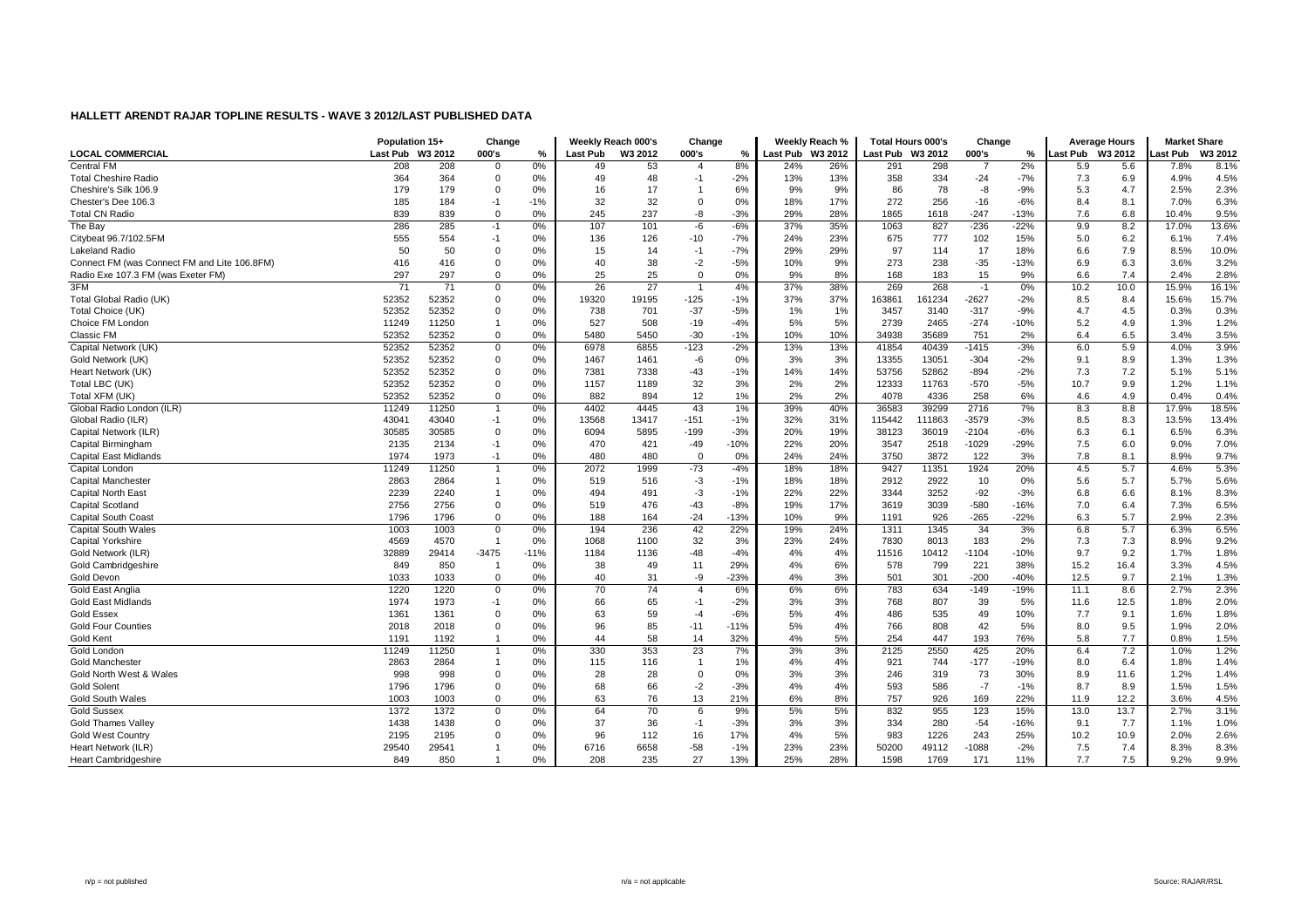# HALLETT ARENDT RAJAR TOPLINE RESULTS - WAVE 3 2012/LAST PUBLISHED DATA

| LOCAL COMMERCIAL | Population 15+ | | Change | | Weekly Reach 000's | | Change | | Weekly Reach % | | Total Hours 000's | | Change | | Average Hours | | Market Share | |
|---|---|---|---|---|---|---|---|---|---|---|---|---|---|---|---|---|---|---|
| | Last Pub | W3 2012 | 000's | % | Last Pub | W3 2012 | 000's | % | Last Pub | W3 2012 | Last Pub | W3 2012 | 000's | % | Last Pub | W3 2012 | Last Pub | W3 2012 |
| Central FM | 208 | 208 | 0 | 0% | 49 | 53 | 4 | 8% | 24% | 26% | 291 | 298 | 7 | 2% | 5.9 | 5.6 | 7.8% | 8.1% |
| Total Cheshire Radio | 364 | 364 | 0 | 0% | 49 | 48 | -1 | -2% | 13% | 13% | 358 | 334 | -24 | -7% | 7.3 | 6.9 | 4.9% | 4.5% |
| Cheshire's Silk 106.9 | 179 | 179 | 0 | 0% | 16 | 17 | 1 | 6% | 9% | 9% | 86 | 78 | -8 | -9% | 5.3 | 4.7 | 2.5% | 2.3% |
| Chester's Dee 106.3 | 185 | 184 | -1 | -1% | 32 | 32 | 0 | 0% | 18% | 17% | 272 | 256 | -16 | -6% | 8.4 | 8.1 | 7.0% | 6.3% |
| Total CN Radio | 839 | 839 | 0 | 0% | 245 | 237 | -8 | -3% | 29% | 28% | 1865 | 1618 | -247 | -13% | 7.6 | 6.8 | 10.4% | 9.5% |
| The Bay | 286 | 285 | -1 | 0% | 107 | 101 | -6 | -6% | 37% | 35% | 1063 | 827 | -236 | -22% | 9.9 | 8.2 | 17.0% | 13.6% |
| Citybeat 96.7/102.5FM | 555 | 554 | -1 | 0% | 136 | 126 | -10 | -7% | 24% | 23% | 675 | 777 | 102 | 15% | 5.0 | 6.2 | 6.1% | 7.4% |
| Lakeland Radio | 50 | 50 | 0 | 0% | 15 | 14 | -1 | -7% | 29% | 29% | 97 | 114 | 17 | 18% | 6.6 | 7.9 | 8.5% | 10.0% |
| Connect FM (was Connect FM and Lite 106.8FM) | 416 | 416 | 0 | 0% | 40 | 38 | -2 | -5% | 10% | 9% | 273 | 238 | -35 | -13% | 6.9 | 6.3 | 3.6% | 3.2% |
| Radio Exe 107.3 FM (was Exeter FM) | 297 | 297 | 0 | 0% | 25 | 25 | 0 | 0% | 9% | 8% | 168 | 183 | 15 | 9% | 6.6 | 7.4 | 2.4% | 2.8% |
| 3FM | 71 | 71 | 0 | 0% | 26 | 27 | 1 | 4% | 37% | 38% | 269 | 268 | -1 | 0% | 10.2 | 10.0 | 15.9% | 16.1% |
| Total Global Radio (UK) | 52352 | 52352 | 0 | 0% | 19320 | 19195 | -125 | -1% | 37% | 37% | 163861 | 161234 | -2627 | -2% | 8.5 | 8.4 | 15.6% | 15.7% |
| Total Choice (UK) | 52352 | 52352 | 0 | 0% | 738 | 701 | -37 | -5% | 1% | 1% | 3457 | 3140 | -317 | -9% | 4.7 | 4.5 | 0.3% | 0.3% |
| Choice FM London | 11249 | 11250 | 1 | 0% | 527 | 508 | -19 | -4% | 5% | 5% | 2739 | 2465 | -274 | -10% | 5.2 | 4.9 | 1.3% | 1.2% |
| Classic FM | 52352 | 52352 | 0 | 0% | 5480 | 5450 | -30 | -1% | 10% | 10% | 34938 | 35689 | 751 | 2% | 6.4 | 6.5 | 3.4% | 3.5% |
| Capital Network (UK) | 52352 | 52352 | 0 | 0% | 6978 | 6855 | -123 | -2% | 13% | 13% | 41854 | 40439 | -1415 | -3% | 6.0 | 5.9 | 4.0% | 3.9% |
| Gold Network (UK) | 52352 | 52352 | 0 | 0% | 1467 | 1461 | -6 | 0% | 3% | 3% | 13355 | 13051 | -304 | -2% | 9.1 | 8.9 | 1.3% | 1.3% |
| Heart Network (UK) | 52352 | 52352 | 0 | 0% | 7381 | 7338 | -43 | -1% | 14% | 14% | 53756 | 52862 | -894 | -2% | 7.3 | 7.2 | 5.1% | 5.1% |
| Total LBC (UK) | 52352 | 52352 | 0 | 0% | 1157 | 1189 | 32 | 3% | 2% | 2% | 12333 | 11763 | -570 | -5% | 10.7 | 9.9 | 1.2% | 1.1% |
| Total XFM (UK) | 52352 | 52352 | 0 | 0% | 882 | 894 | 12 | 1% | 2% | 2% | 4078 | 4336 | 258 | 6% | 4.6 | 4.9 | 0.4% | 0.4% |
| Global Radio London (ILR) | 11249 | 11250 | 1 | 0% | 4402 | 4445 | 43 | 1% | 39% | 40% | 36583 | 39299 | 2716 | 7% | 8.3 | 8.8 | 17.9% | 18.5% |
| Global Radio (ILR) | 43041 | 43040 | -1 | 0% | 13568 | 13417 | -151 | -1% | 32% | 31% | 115442 | 111863 | -3579 | -3% | 8.5 | 8.3 | 13.5% | 13.4% |
| Capital Network (ILR) | 30585 | 30585 | 0 | 0% | 6094 | 5895 | -199 | -3% | 20% | 19% | 38123 | 36019 | -2104 | -6% | 6.3 | 6.1 | 6.5% | 6.3% |
| Capital Birmingham | 2135 | 2134 | -1 | 0% | 470 | 421 | -49 | -10% | 22% | 20% | 3547 | 2518 | -1029 | -29% | 7.5 | 6.0 | 9.0% | 7.0% |
| Capital East Midlands | 1974 | 1973 | -1 | 0% | 480 | 480 | 0 | 0% | 24% | 24% | 3750 | 3872 | 122 | 3% | 7.8 | 8.1 | 8.9% | 9.7% |
| Capital London | 11249 | 11250 | 1 | 0% | 2072 | 1999 | -73 | -4% | 18% | 18% | 9427 | 11351 | 1924 | 20% | 4.5 | 5.7 | 4.6% | 5.3% |
| Capital Manchester | 2863 | 2864 | 1 | 0% | 519 | 516 | -3 | -1% | 18% | 18% | 2912 | 2922 | 10 | 0% | 5.6 | 5.7 | 5.7% | 5.6% |
| Capital North East | 2239 | 2240 | 1 | 0% | 494 | 491 | -3 | -1% | 22% | 22% | 3344 | 3252 | -92 | -3% | 6.8 | 6.6 | 8.1% | 8.3% |
| Capital Scotland | 2756 | 2756 | 0 | 0% | 519 | 476 | -43 | -8% | 19% | 17% | 3619 | 3039 | -580 | -16% | 7.0 | 6.4 | 7.3% | 6.5% |
| Capital South Coast | 1796 | 1796 | 0 | 0% | 188 | 164 | -24 | -13% | 10% | 9% | 1191 | 926 | -265 | -22% | 6.3 | 5.7 | 2.9% | 2.3% |
| Capital South Wales | 1003 | 1003 | 0 | 0% | 194 | 236 | 42 | 22% | 19% | 24% | 1311 | 1345 | 34 | 3% | 6.8 | 5.7 | 6.3% | 6.5% |
| Capital Yorkshire | 4569 | 4570 | 1 | 0% | 1068 | 1100 | 32 | 3% | 23% | 24% | 7830 | 8013 | 183 | 2% | 7.3 | 7.3 | 8.9% | 9.2% |
| Gold Network (ILR) | 32889 | 29414 | -3475 | -11% | 1184 | 1136 | -48 | -4% | 4% | 4% | 11516 | 10412 | -1104 | -10% | 9.7 | 9.2 | 1.7% | 1.8% |
| Gold Cambridgeshire | 849 | 850 | 1 | 0% | 38 | 49 | 11 | 29% | 4% | 6% | 578 | 799 | 221 | 38% | 15.2 | 16.4 | 3.3% | 4.5% |
| Gold Devon | 1033 | 1033 | 0 | 0% | 40 | 31 | -9 | -23% | 4% | 3% | 501 | 301 | -200 | -40% | 12.5 | 9.7 | 2.1% | 1.3% |
| Gold East Anglia | 1220 | 1220 | 0 | 0% | 70 | 74 | 4 | 6% | 6% | 6% | 783 | 634 | -149 | -19% | 11.1 | 8.6 | 2.7% | 2.3% |
| Gold East Midlands | 1974 | 1973 | -1 | 0% | 66 | 65 | -1 | -2% | 3% | 3% | 768 | 807 | 39 | 5% | 11.6 | 12.5 | 1.8% | 2.0% |
| Gold Essex | 1361 | 1361 | 0 | 0% | 63 | 59 | -4 | -6% | 5% | 4% | 486 | 535 | 49 | 10% | 7.7 | 9.1 | 1.6% | 1.8% |
| Gold Four Counties | 2018 | 2018 | 0 | 0% | 96 | 85 | -11 | -11% | 5% | 4% | 766 | 808 | 42 | 5% | 8.0 | 9.5 | 1.9% | 2.0% |
| Gold Kent | 1191 | 1192 | 1 | 0% | 44 | 58 | 14 | 32% | 4% | 5% | 254 | 447 | 193 | 76% | 5.8 | 7.7 | 0.8% | 1.5% |
| Gold London | 11249 | 11250 | 1 | 0% | 330 | 353 | 23 | 7% | 3% | 3% | 2125 | 2550 | 425 | 20% | 6.4 | 7.2 | 1.0% | 1.2% |
| Gold Manchester | 2863 | 2864 | 1 | 0% | 115 | 116 | 1 | 1% | 4% | 4% | 921 | 744 | -177 | -19% | 8.0 | 6.4 | 1.8% | 1.4% |
| Gold North West & Wales | 998 | 998 | 0 | 0% | 28 | 28 | 0 | 0% | 3% | 3% | 246 | 319 | 73 | 30% | 8.9 | 11.6 | 1.2% | 1.4% |
| Gold Solent | 1796 | 1796 | 0 | 0% | 68 | 66 | -2 | -3% | 4% | 4% | 593 | 586 | -7 | -1% | 8.7 | 8.9 | 1.5% | 1.5% |
| Gold South Wales | 1003 | 1003 | 0 | 0% | 63 | 76 | 13 | 21% | 6% | 8% | 757 | 926 | 169 | 22% | 11.9 | 12.2 | 3.6% | 4.5% |
| Gold Sussex | 1372 | 1372 | 0 | 0% | 64 | 70 | 6 | 9% | 5% | 5% | 832 | 955 | 123 | 15% | 13.0 | 13.7 | 2.7% | 3.1% |
| Gold Thames Valley | 1438 | 1438 | 0 | 0% | 37 | 36 | -1 | -3% | 3% | 3% | 334 | 280 | -54 | -16% | 9.1 | 7.7 | 1.1% | 1.0% |
| Gold West Country | 2195 | 2195 | 0 | 0% | 96 | 112 | 16 | 17% | 4% | 5% | 983 | 1226 | 243 | 25% | 10.2 | 10.9 | 2.0% | 2.6% |
| Heart Network (ILR) | 29540 | 29541 | 1 | 0% | 6716 | 6658 | -58 | -1% | 23% | 23% | 50200 | 49112 | -1088 | -2% | 7.5 | 7.4 | 8.3% | 8.3% |
| Heart Cambridgeshire | 849 | 850 | 1 | 0% | 208 | 235 | 27 | 13% | 25% | 28% | 1598 | 1769 | 171 | 11% | 7.7 | 7.5 | 9.2% | 9.9% |

n/p = not published | n/a = not applicable | Source: RAJAR/RSL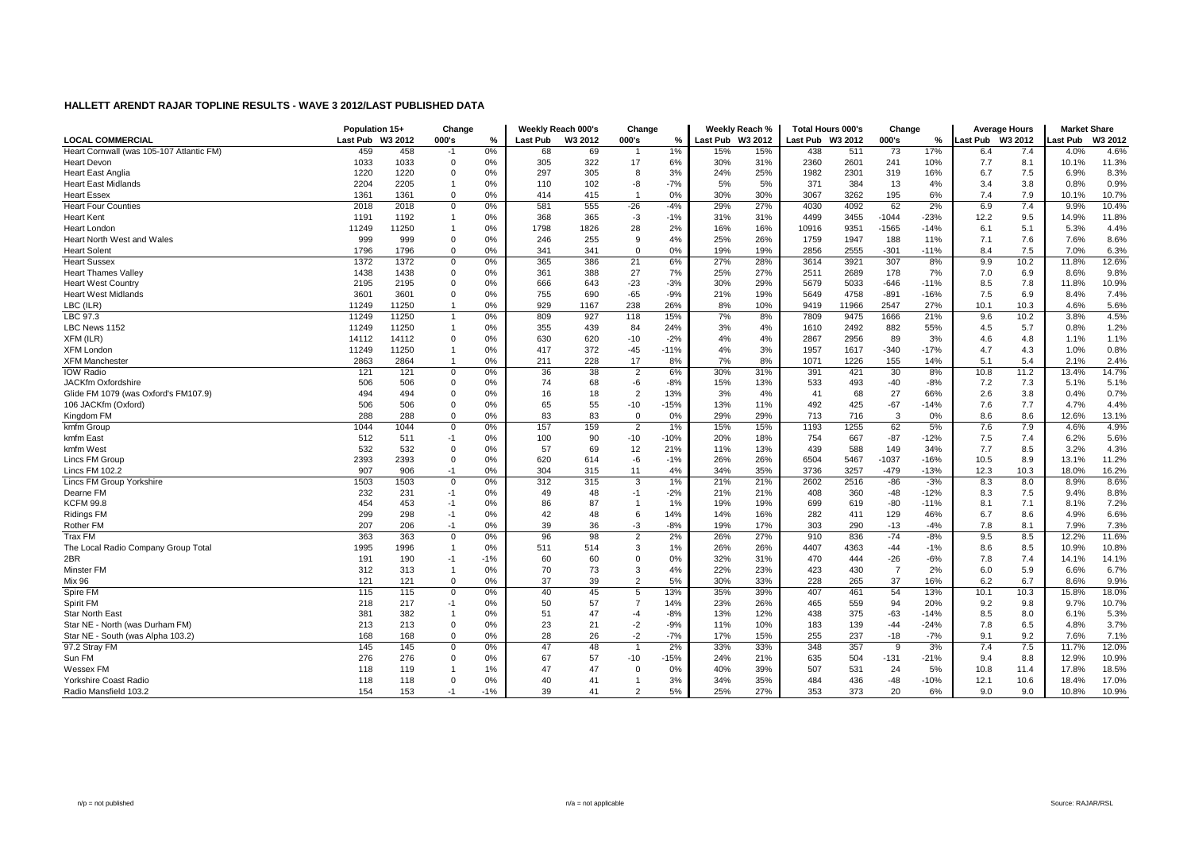## HALLETT ARENDT RAJAR TOPLINE RESULTS - WAVE 3 2012/LAST PUBLISHED DATA

| LOCAL COMMERCIAL | Population 15+ | | Change | | Weekly Reach 000's | | Change | | Weekly Reach % | | Total Hours 000's | | Change | | Average Hours | | Market Share | |
|---|---|---|---|---|---|---|---|---|---|---|---|---|---|---|---|---|---|---|
| | Last Pub | W3 2012 | 000's | % | Last Pub | W3 2012 | 000's | % | Last Pub | W3 2012 | Last Pub | W3 2012 | 000's | % | Last Pub | W3 2012 | Last Pub | W3 2012 |
| Heart Cornwall (was 105-107 Atlantic FM) | 459 | 458 | -1 | 0% | 68 | 69 | 1 | 1% | 15% | 15% | 438 | 511 | 73 | 17% | 6.4 | 7.4 | 4.0% | 4.6% |
| Heart Devon | 1033 | 1033 | 0 | 0% | 305 | 322 | 17 | 6% | 30% | 31% | 2360 | 2601 | 241 | 10% | 7.7 | 8.1 | 10.1% | 11.3% |
| Heart East Anglia | 1220 | 1220 | 0 | 0% | 297 | 305 | 8 | 3% | 24% | 25% | 1982 | 2301 | 319 | 16% | 6.7 | 7.5 | 6.9% | 8.3% |
| Heart East Midlands | 2204 | 2205 | 1 | 0% | 110 | 102 | -8 | -7% | 5% | 5% | 371 | 384 | 13 | 4% | 3.4 | 3.8 | 0.8% | 0.9% |
| Heart Essex | 1361 | 1361 | 0 | 0% | 414 | 415 | 1 | 0% | 30% | 30% | 3067 | 3262 | 195 | 6% | 7.4 | 7.9 | 10.1% | 10.7% |
| Heart Four Counties | 2018 | 2018 | 0 | 0% | 581 | 555 | -26 | -4% | 29% | 27% | 4030 | 4092 | 62 | 2% | 6.9 | 7.4 | 9.9% | 10.4% |
| Heart Kent | 1191 | 1192 | 1 | 0% | 368 | 365 | -3 | -1% | 31% | 31% | 4499 | 3455 | -1044 | -23% | 12.2 | 9.5 | 14.9% | 11.8% |
| Heart London | 11249 | 11250 | 1 | 0% | 1798 | 1826 | 28 | 2% | 16% | 16% | 10916 | 9351 | -1565 | -14% | 6.1 | 5.1 | 5.3% | 4.4% |
| Heart North West and Wales | 999 | 999 | 0 | 0% | 246 | 255 | 9 | 4% | 25% | 26% | 1759 | 1947 | 188 | 11% | 7.1 | 7.6 | 7.6% | 8.6% |
| Heart Solent | 1796 | 1796 | 0 | 0% | 341 | 341 | 0 | 0% | 19% | 19% | 2856 | 2555 | -301 | -11% | 8.4 | 7.5 | 7.0% | 6.3% |
| Heart Sussex | 1372 | 1372 | 0 | 0% | 365 | 386 | 21 | 6% | 27% | 28% | 3614 | 3921 | 307 | 8% | 9.9 | 10.2 | 11.8% | 12.6% |
| Heart Thames Valley | 1438 | 1438 | 0 | 0% | 361 | 388 | 27 | 7% | 25% | 27% | 2511 | 2689 | 178 | 7% | 7.0 | 6.9 | 8.6% | 9.8% |
| Heart West Country | 2195 | 2195 | 0 | 0% | 666 | 643 | -23 | -3% | 30% | 29% | 5679 | 5033 | -646 | -11% | 8.5 | 7.8 | 11.8% | 10.9% |
| Heart West Midlands | 3601 | 3601 | 0 | 0% | 755 | 690 | -65 | -9% | 21% | 19% | 5649 | 4758 | -891 | -16% | 7.5 | 6.9 | 8.4% | 7.4% |
| LBC (ILR) | 11249 | 11250 | 1 | 0% | 929 | 1167 | 238 | 26% | 8% | 10% | 9419 | 11966 | 2547 | 27% | 10.1 | 10.3 | 4.6% | 5.6% |
| LBC 97.3 | 11249 | 11250 | 1 | 0% | 809 | 927 | 118 | 15% | 7% | 8% | 7809 | 9475 | 1666 | 21% | 9.6 | 10.2 | 3.8% | 4.5% |
| LBC News 1152 | 11249 | 11250 | 1 | 0% | 355 | 439 | 84 | 24% | 3% | 4% | 1610 | 2492 | 882 | 55% | 4.5 | 5.7 | 0.8% | 1.2% |
| XFM (ILR) | 14112 | 14112 | 0 | 0% | 630 | 620 | -10 | -2% | 4% | 4% | 2867 | 2956 | 89 | 3% | 4.6 | 4.8 | 1.1% | 1.1% |
| XFM London | 11249 | 11250 | 1 | 0% | 417 | 372 | -45 | -11% | 4% | 3% | 1957 | 1617 | -340 | -17% | 4.7 | 4.3 | 1.0% | 0.8% |
| XFM Manchester | 2863 | 2864 | 1 | 0% | 211 | 228 | 17 | 8% | 7% | 8% | 1071 | 1226 | 155 | 14% | 5.1 | 5.4 | 2.1% | 2.4% |
| IOW Radio | 121 | 121 | 0 | 0% | 36 | 38 | 2 | 6% | 30% | 31% | 391 | 421 | 30 | 8% | 10.8 | 11.2 | 13.4% | 14.7% |
| JACKfm Oxfordshire | 506 | 506 | 0 | 0% | 74 | 68 | -6 | -8% | 15% | 13% | 533 | 493 | -40 | -8% | 7.2 | 7.3 | 5.1% | 5.1% |
| Glide FM 1079 (was Oxford's FM107.9) | 494 | 494 | 0 | 0% | 16 | 18 | 2 | 13% | 3% | 4% | 41 | 68 | 27 | 66% | 2.6 | 3.8 | 0.4% | 0.7% |
| 106 JACKfm (Oxford) | 506 | 506 | 0 | 0% | 65 | 55 | -10 | -15% | 13% | 11% | 492 | 425 | -67 | -14% | 7.6 | 7.7 | 4.7% | 4.4% |
| Kingdom FM | 288 | 288 | 0 | 0% | 83 | 83 | 0 | 0% | 29% | 29% | 713 | 716 | 3 | 0% | 8.6 | 8.6 | 12.6% | 13.1% |
| kmfm Group | 1044 | 1044 | 0 | 0% | 157 | 159 | 2 | 1% | 15% | 15% | 1193 | 1255 | 62 | 5% | 7.6 | 7.9 | 4.6% | 4.9% |
| kmfm East | 512 | 511 | -1 | 0% | 100 | 90 | -10 | -10% | 20% | 18% | 754 | 667 | -87 | -12% | 7.5 | 7.4 | 6.2% | 5.6% |
| kmfm West | 532 | 532 | 0 | 0% | 57 | 69 | 12 | 21% | 11% | 13% | 439 | 588 | 149 | 34% | 7.7 | 8.5 | 3.2% | 4.3% |
| Lincs FM Group | 2393 | 2393 | 0 | 0% | 620 | 614 | -6 | -1% | 26% | 26% | 6504 | 5467 | -1037 | -16% | 10.5 | 8.9 | 13.1% | 11.2% |
| Lincs FM 102.2 | 907 | 906 | -1 | 0% | 304 | 315 | 11 | 4% | 34% | 35% | 3736 | 3257 | -479 | -13% | 12.3 | 10.3 | 18.0% | 16.2% |
| Lincs FM Group Yorkshire | 1503 | 1503 | 0 | 0% | 312 | 315 | 3 | 1% | 21% | 21% | 2602 | 2516 | -86 | -3% | 8.3 | 8.0 | 8.9% | 8.6% |
| Dearne FM | 232 | 231 | -1 | 0% | 49 | 48 | -1 | -2% | 21% | 21% | 408 | 360 | -48 | -12% | 8.3 | 7.5 | 9.4% | 8.8% |
| KCFM 99.8 | 454 | 453 | -1 | 0% | 86 | 87 | 1 | 1% | 19% | 19% | 699 | 619 | -80 | -11% | 8.1 | 7.1 | 8.1% | 7.2% |
| Ridings FM | 299 | 298 | -1 | 0% | 42 | 48 | 6 | 14% | 14% | 16% | 282 | 411 | 129 | 46% | 6.7 | 8.6 | 4.9% | 6.6% |
| Rother FM | 207 | 206 | -1 | 0% | 39 | 36 | -3 | -8% | 19% | 17% | 303 | 290 | -13 | -4% | 7.8 | 8.1 | 7.9% | 7.3% |
| Trax FM | 363 | 363 | 0 | 0% | 96 | 98 | 2 | 2% | 26% | 27% | 910 | 836 | -74 | -8% | 9.5 | 8.5 | 12.2% | 11.6% |
| The Local Radio Company Group Total | 1995 | 1996 | 1 | 0% | 511 | 514 | 3 | 1% | 26% | 26% | 4407 | 4363 | -44 | -1% | 8.6 | 8.5 | 10.9% | 10.8% |
| 2BR | 191 | 190 | -1 | -1% | 60 | 60 | 0 | 0% | 32% | 31% | 470 | 444 | -26 | -6% | 7.8 | 7.4 | 14.1% | 14.1% |
| Minster FM | 312 | 313 | 1 | 0% | 70 | 73 | 3 | 4% | 22% | 23% | 423 | 430 | 7 | 2% | 6.0 | 5.9 | 6.6% | 6.7% |
| Mix 96 | 121 | 121 | 0 | 0% | 37 | 39 | 2 | 5% | 30% | 33% | 228 | 265 | 37 | 16% | 6.2 | 6.7 | 8.6% | 9.9% |
| Spire FM | 115 | 115 | 0 | 0% | 40 | 45 | 5 | 13% | 35% | 39% | 407 | 461 | 54 | 13% | 10.1 | 10.3 | 15.8% | 18.0% |
| Spirit FM | 218 | 217 | -1 | 0% | 50 | 57 | 7 | 14% | 23% | 26% | 465 | 559 | 94 | 20% | 9.2 | 9.8 | 9.7% | 10.7% |
| Star North East | 381 | 382 | 1 | 0% | 51 | 47 | -4 | -8% | 13% | 12% | 438 | 375 | -63 | -14% | 8.5 | 8.0 | 6.1% | 5.3% |
| Star NE - North (was Durham FM) | 213 | 213 | 0 | 0% | 23 | 21 | -2 | -9% | 11% | 10% | 183 | 139 | -44 | -24% | 7.8 | 6.5 | 4.8% | 3.7% |
| Star NE - South (was Alpha 103.2) | 168 | 168 | 0 | 0% | 28 | 26 | -2 | -7% | 17% | 15% | 255 | 237 | -18 | -7% | 9.1 | 9.2 | 7.6% | 7.1% |
| 97.2 Stray FM | 145 | 145 | 0 | 0% | 47 | 48 | 1 | 2% | 33% | 33% | 348 | 357 | 9 | 3% | 7.4 | 7.5 | 11.7% | 12.0% |
| Sun FM | 276 | 276 | 0 | 0% | 67 | 57 | -10 | -15% | 24% | 21% | 635 | 504 | -131 | -21% | 9.4 | 8.8 | 12.9% | 10.9% |
| Wessex FM | 118 | 119 | 1 | 1% | 47 | 47 | 0 | 0% | 40% | 39% | 507 | 531 | 24 | 5% | 10.8 | 11.4 | 17.8% | 18.5% |
| Yorkshire Coast Radio | 118 | 118 | 0 | 0% | 40 | 41 | 1 | 3% | 34% | 35% | 484 | 436 | -48 | -10% | 12.1 | 10.6 | 18.4% | 17.0% |
| Radio Mansfield 103.2 | 154 | 153 | -1 | -1% | 39 | 41 | 2 | 5% | 25% | 27% | 353 | 373 | 20 | 6% | 9.0 | 9.0 | 10.8% | 10.9% |

n/p = not published    n/a = not applicable    Source: RAJAR/RSL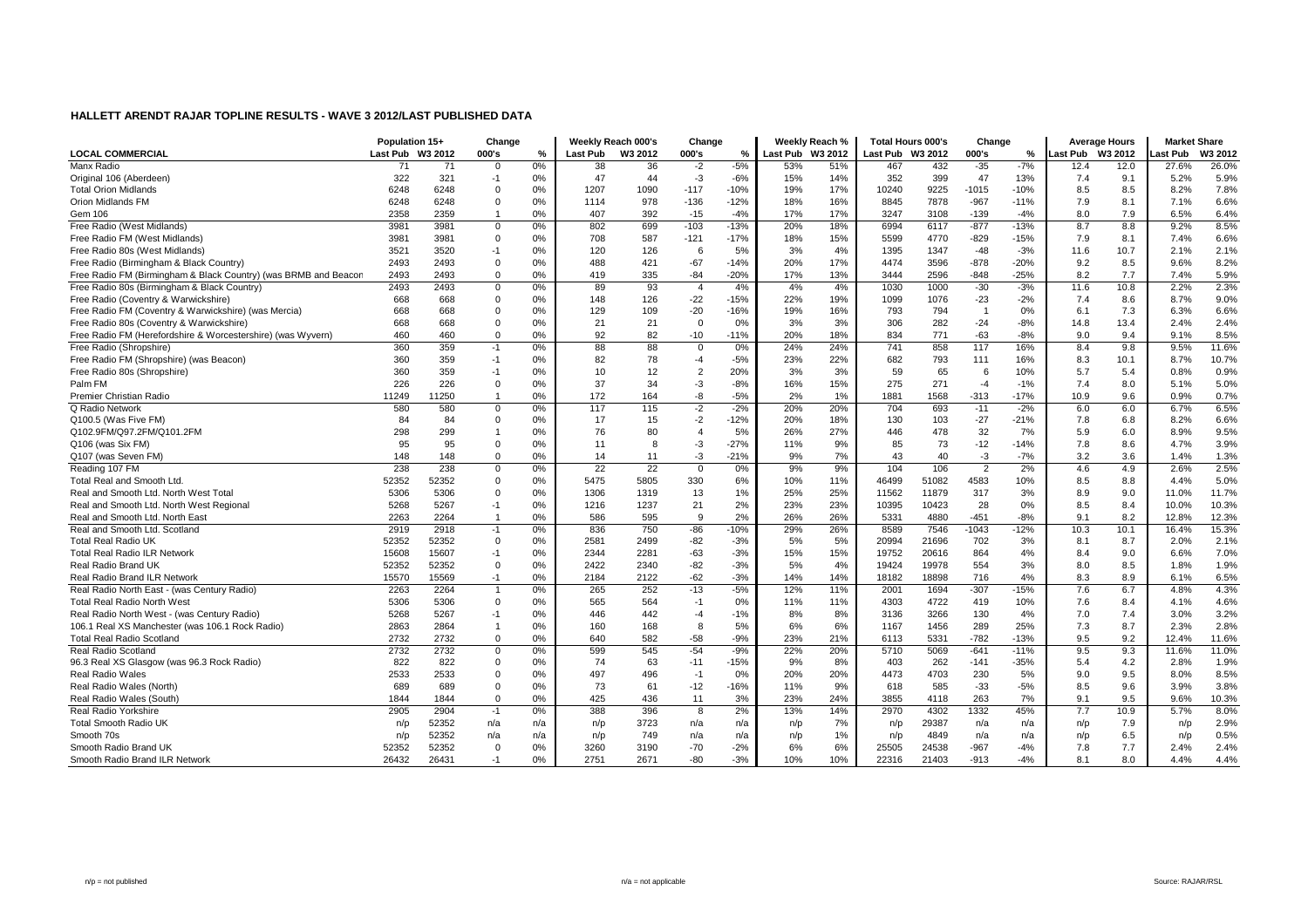## HALLETT ARENDT RAJAR TOPLINE RESULTS - WAVE 3 2012/LAST PUBLISHED DATA

| LOCAL COMMERCIAL | Population 15+ | | Change | | Weekly Reach 000's | | Change | | Weekly Reach % | | Total Hours 000's | | Change | | Average Hours | | Market Share | |
|---|---|---|---|---|---|---|---|---|---|---|---|---|---|---|---|---|---|---|
| | Last Pub | W3 2012 | 000's | % | Last Pub | W3 2012 | 000's | % | Last Pub | W3 2012 | Last Pub | W3 2012 | 000's | % | Last Pub | W3 2012 | Last Pub | W3 2012 |
| Manx Radio | 71 | 71 | 0 | 0% | 38 | 36 | -2 | -5% | 53% | 51% | 467 | 432 | -35 | -7% | 12.4 | 12.0 | 27.6% | 26.0% |
| Original 106 (Aberdeen) | 322 | 321 | -1 | 0% | 47 | 44 | -3 | -6% | 15% | 14% | 352 | 399 | 47 | 13% | 7.4 | 9.1 | 5.2% | 5.9% |
| Total Orion Midlands | 6248 | 6248 | 0 | 0% | 1207 | 1090 | -117 | -10% | 19% | 17% | 10240 | 9225 | -1015 | -10% | 8.5 | 8.5 | 8.2% | 7.8% |
| Orion Midlands FM | 6248 | 6248 | 0 | 0% | 1114 | 978 | -136 | -12% | 18% | 16% | 8845 | 7878 | -967 | -11% | 7.9 | 8.1 | 7.1% | 6.6% |
| Gem 106 | 2358 | 2359 | 1 | 0% | 407 | 392 | -15 | -4% | 17% | 17% | 3247 | 3108 | -139 | -4% | 8.0 | 7.9 | 6.5% | 6.4% |
| Free Radio (West Midlands) | 3981 | 3981 | 0 | 0% | 802 | 699 | -103 | -13% | 20% | 18% | 6994 | 6117 | -877 | -13% | 8.7 | 8.8 | 9.2% | 8.5% |
| Free Radio FM (West Midlands) | 3981 | 3981 | 0 | 0% | 708 | 587 | -121 | -17% | 18% | 15% | 5599 | 4770 | -829 | -15% | 7.9 | 8.1 | 7.4% | 6.6% |
| Free Radio 80s (West Midlands) | 3521 | 3520 | -1 | 0% | 120 | 126 | 6 | 5% | 3% | 4% | 1395 | 1347 | -48 | -3% | 11.6 | 10.7 | 2.1% | 2.1% |
| Free Radio (Birmingham & Black Country) | 2493 | 2493 | 0 | 0% | 488 | 421 | -67 | -14% | 20% | 17% | 4474 | 3596 | -878 | -20% | 9.2 | 8.5 | 9.6% | 8.2% |
| Free Radio FM (Birmingham & Black Country) (was BRMB and Beacon | 2493 | 2493 | 0 | 0% | 419 | 335 | -84 | -20% | 17% | 13% | 3444 | 2596 | -848 | -25% | 8.2 | 7.7 | 7.4% | 5.9% |
| Free Radio 80s (Birmingham & Black Country) | 2493 | 2493 | 0 | 0% | 89 | 93 | 4 | 4% | 4% | 4% | 1030 | 1000 | -30 | -3% | 11.6 | 10.8 | 2.2% | 2.3% |
| Free Radio (Coventry & Warwickshire) | 668 | 668 | 0 | 0% | 148 | 126 | -22 | -15% | 22% | 19% | 1099 | 1076 | -23 | -2% | 7.4 | 8.6 | 8.7% | 9.0% |
| Free Radio FM (Coventry & Warwickshire) (was Mercia) | 668 | 668 | 0 | 0% | 129 | 109 | -20 | -16% | 19% | 16% | 793 | 794 | 1 | 0% | 6.1 | 7.3 | 6.3% | 6.6% |
| Free Radio 80s (Coventry & Warwickshire) | 668 | 668 | 0 | 0% | 21 | 21 | 0 | 0% | 3% | 3% | 306 | 282 | -24 | -8% | 14.8 | 13.4 | 2.4% | 2.4% |
| Free Radio FM (Herefordshire & Worcestershire) (was Wyvern) | 460 | 460 | 0 | 0% | 92 | 82 | -10 | -11% | 20% | 18% | 834 | 771 | -63 | -8% | 9.0 | 9.4 | 9.1% | 8.5% |
| Free Radio (Shropshire) | 360 | 359 | -1 | 0% | 88 | 88 | 0 | 0% | 24% | 24% | 741 | 858 | 117 | 16% | 8.4 | 9.8 | 9.5% | 11.6% |
| Free Radio FM (Shropshire) (was Beacon) | 360 | 359 | -1 | 0% | 82 | 78 | -4 | -5% | 23% | 22% | 682 | 793 | 111 | 16% | 8.3 | 10.1 | 8.7% | 10.7% |
| Free Radio 80s (Shropshire) | 360 | 359 | -1 | 0% | 10 | 12 | 2 | 20% | 3% | 3% | 59 | 65 | 6 | 10% | 5.7 | 5.4 | 0.8% | 0.9% |
| Palm FM | 226 | 226 | 0 | 0% | 37 | 34 | -3 | -8% | 16% | 15% | 275 | 271 | -4 | -1% | 7.4 | 8.0 | 5.1% | 5.0% |
| Premier Christian Radio | 11249 | 11250 | 1 | 0% | 172 | 164 | -8 | -5% | 2% | 1% | 1881 | 1568 | -313 | -17% | 10.9 | 9.6 | 0.9% | 0.7% |
| Q Radio Network | 580 | 580 | 0 | 0% | 117 | 115 | -2 | -2% | 20% | 20% | 704 | 693 | -11 | -2% | 6.0 | 6.0 | 6.7% | 6.5% |
| Q100.5 (Was Five FM) | 84 | 84 | 0 | 0% | 17 | 15 | -2 | -12% | 20% | 18% | 130 | 103 | -27 | -21% | 7.8 | 6.8 | 8.2% | 6.6% |
| Q102.9FM/Q97.2FM/Q101.2FM | 298 | 299 | 1 | 0% | 76 | 80 | 4 | 5% | 26% | 27% | 446 | 478 | 32 | 7% | 5.9 | 6.0 | 8.9% | 9.5% |
| Q106 (was Six FM) | 95 | 95 | 0 | 0% | 11 | 8 | -3 | -27% | 11% | 9% | 85 | 73 | -12 | -14% | 7.8 | 8.6 | 4.7% | 3.9% |
| Q107 (was Seven FM) | 148 | 148 | 0 | 0% | 14 | 11 | -3 | -21% | 9% | 7% | 43 | 40 | -3 | -7% | 3.2 | 3.6 | 1.4% | 1.3% |
| Reading 107 FM | 238 | 238 | 0 | 0% | 22 | 22 | 0 | 0% | 9% | 9% | 104 | 106 | 2 | 2% | 4.6 | 4.9 | 2.6% | 2.5% |
| Total Real and Smooth Ltd. | 52352 | 52352 | 0 | 0% | 5475 | 5805 | 330 | 6% | 10% | 11% | 46499 | 51082 | 4583 | 10% | 8.5 | 8.8 | 4.4% | 5.0% |
| Real and Smooth Ltd. North West Total | 5306 | 5306 | 0 | 0% | 1306 | 1319 | 13 | 1% | 25% | 25% | 11562 | 11879 | 317 | 3% | 8.9 | 9.0 | 11.0% | 11.7% |
| Real and Smooth Ltd. North West Regional | 5268 | 5267 | -1 | 0% | 1216 | 1237 | 21 | 2% | 23% | 23% | 10395 | 10423 | 28 | 0% | 8.5 | 8.4 | 10.0% | 10.3% |
| Real and Smooth Ltd. North East | 2263 | 2264 | 1 | 0% | 586 | 595 | 9 | 2% | 26% | 26% | 5331 | 4880 | -451 | -8% | 9.1 | 8.2 | 12.8% | 12.3% |
| Real and Smooth Ltd. Scotland | 2919 | 2918 | -1 | 0% | 836 | 750 | -86 | -10% | 29% | 26% | 8589 | 7546 | -1043 | -12% | 10.3 | 10.1 | 16.4% | 15.3% |
| Total Real Radio UK | 52352 | 52352 | 0 | 0% | 2581 | 2499 | -82 | -3% | 5% | 5% | 20994 | 21696 | 702 | 3% | 8.1 | 8.7 | 2.0% | 2.1% |
| Total Real Radio ILR Network | 15608 | 15607 | -1 | 0% | 2344 | 2281 | -63 | -3% | 15% | 15% | 19752 | 20616 | 864 | 4% | 8.4 | 9.0 | 6.6% | 7.0% |
| Real Radio Brand UK | 52352 | 52352 | 0 | 0% | 2422 | 2340 | -82 | -3% | 5% | 4% | 19424 | 19978 | 554 | 3% | 8.0 | 8.5 | 1.8% | 1.9% |
| Real Radio Brand ILR Network | 15570 | 15569 | -1 | 0% | 2184 | 2122 | -62 | -3% | 14% | 14% | 18182 | 18898 | 716 | 4% | 8.3 | 8.9 | 6.1% | 6.5% |
| Real Radio North East - (was Century Radio) | 2263 | 2264 | 1 | 0% | 265 | 252 | -13 | -5% | 12% | 11% | 2001 | 1694 | -307 | -15% | 7.6 | 6.7 | 4.8% | 4.3% |
| Total Real Radio North West | 5306 | 5306 | 0 | 0% | 565 | 564 | -1 | 0% | 11% | 11% | 4303 | 4722 | 419 | 10% | 7.6 | 8.4 | 4.1% | 4.6% |
| Real Radio North West - (was Century Radio) | 5268 | 5267 | -1 | 0% | 446 | 442 | -4 | -1% | 8% | 8% | 3136 | 3266 | 130 | 4% | 7.0 | 7.4 | 3.0% | 3.2% |
| 106.1 Real XS Manchester (was 106.1 Rock Radio) | 2863 | 2864 | 1 | 0% | 160 | 168 | 8 | 5% | 6% | 6% | 1167 | 1456 | 289 | 25% | 7.3 | 8.7 | 2.3% | 2.8% |
| Total Real Radio Scotland | 2732 | 2732 | 0 | 0% | 640 | 582 | -58 | -9% | 23% | 21% | 6113 | 5331 | -782 | -13% | 9.5 | 9.2 | 12.4% | 11.6% |
| Real Radio Scotland | 2732 | 2732 | 0 | 0% | 599 | 545 | -54 | -9% | 22% | 20% | 5710 | 5069 | -641 | -11% | 9.5 | 9.3 | 11.6% | 11.0% |
| 96.3 Real XS Glasgow (was 96.3 Rock Radio) | 822 | 822 | 0 | 0% | 74 | 63 | -11 | -15% | 9% | 8% | 403 | 262 | -141 | -35% | 5.4 | 4.2 | 2.8% | 1.9% |
| Real Radio Wales | 2533 | 2533 | 0 | 0% | 497 | 496 | -1 | 0% | 20% | 20% | 4473 | 4703 | 230 | 5% | 9.0 | 9.5 | 8.0% | 8.5% |
| Real Radio Wales (North) | 689 | 689 | 0 | 0% | 73 | 61 | -12 | -16% | 11% | 9% | 618 | 585 | -33 | -5% | 8.5 | 9.6 | 3.9% | 3.8% |
| Real Radio Wales (South) | 1844 | 1844 | 0 | 0% | 425 | 436 | 11 | 3% | 23% | 24% | 3855 | 4118 | 263 | 7% | 9.1 | 9.5 | 9.6% | 10.3% |
| Real Radio Yorkshire | 2905 | 2904 | -1 | 0% | 388 | 396 | 8 | 2% | 13% | 14% | 2970 | 4302 | 1332 | 45% | 7.7 | 10.9 | 5.7% | 8.0% |
| Total Smooth Radio UK | n/p | 52352 | n/a | n/a | n/p | 3723 | n/a | n/a | n/p | 7% | n/p | 29387 | n/a | n/a | n/p | 7.9 | n/p | 2.9% |
| Smooth 70s | n/p | 52352 | n/a | n/a | n/p | 749 | n/a | n/a | n/p | 1% | n/p | 4849 | n/a | n/a | n/p | 6.5 | n/p | 0.5% |
| Smooth Radio Brand UK | 52352 | 52352 | 0 | 0% | 3260 | 3190 | -70 | -2% | 6% | 6% | 25505 | 24538 | -967 | -4% | 7.8 | 7.7 | 2.4% | 2.4% |
| Smooth Radio Brand ILR Network | 26432 | 26431 | -1 | 0% | 2751 | 2671 | -80 | -3% | 10% | 10% | 22316 | 21403 | -913 | -4% | 8.1 | 8.0 | 4.4% | 4.4% |

n/p = not published          n/a = not applicable          Source: RAJAR/RSL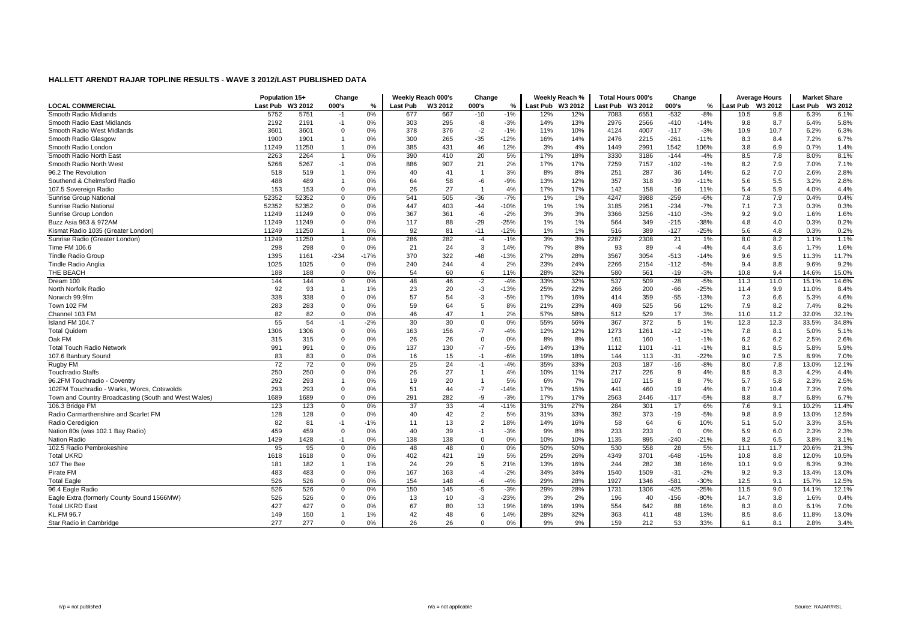# HALLETT ARENDT RAJAR TOPLINE RESULTS - WAVE 3 2012/LAST PUBLISHED DATA

| | Population 15+ | | Change | | Weekly Reach 000's | | Change | | Weekly Reach % | | Total Hours 000's | | Change | | Average Hours | | Market Share | |
|---|---|---|---|---|---|---|---|---|---|---|---|---|---|---|---|---|---|---|
| LOCAL COMMERCIAL | Last Pub | W3 2012 | 000's | % | Last Pub | W3 2012 | 000's | % | Last Pub | W3 2012 | Last Pub | W3 2012 | 000's | % | Last Pub | W3 2012 | Last Pub | W3 2012 |
| Smooth Radio Midlands | 5752 | 5751 | -1 | 0% | 677 | 667 | -10 | -1% | 12% | 12% | 7083 | 6551 | -532 | -8% | 10.5 | 9.8 | 6.3% | 6.1% |
| Smooth Radio East Midlands | 2192 | 2191 | -1 | 0% | 303 | 295 | -8 | -3% | 14% | 13% | 2976 | 2566 | -410 | -14% | 9.8 | 8.7 | 6.4% | 5.8% |
| Smooth Radio West Midlands | 3601 | 3601 | 0 | 0% | 378 | 376 | -2 | -1% | 11% | 10% | 4124 | 4007 | -117 | -3% | 10.9 | 10.7 | 6.2% | 6.3% |
| Smooth Radio Glasgow | 1900 | 1901 | 1 | 0% | 300 | 265 | -35 | -12% | 16% | 14% | 2476 | 2215 | -261 | -11% | 8.3 | 8.4 | 7.2% | 6.7% |
| Smooth Radio London | 11249 | 11250 | 1 | 0% | 385 | 431 | 46 | 12% | 3% | 4% | 1449 | 2991 | 1542 | 106% | 3.8 | 6.9 | 0.7% | 1.4% |
| Smooth Radio North East | 2263 | 2264 | 1 | 0% | 390 | 410 | 20 | 5% | 17% | 18% | 3330 | 3186 | -144 | -4% | 8.5 | 7.8 | 8.0% | 8.1% |
| Smooth Radio North West | 5268 | 5267 | -1 | 0% | 886 | 907 | 21 | 2% | 17% | 17% | 7259 | 7157 | -102 | -1% | 8.2 | 7.9 | 7.0% | 7.1% |
| 96.2 The Revolution | 518 | 519 | 1 | 0% | 40 | 41 | 1 | 3% | 8% | 8% | 251 | 287 | 36 | 14% | 6.2 | 7.0 | 2.6% | 2.8% |
| Southend & Chelmsford Radio | 488 | 489 | 1 | 0% | 64 | 58 | -6 | -9% | 13% | 12% | 357 | 318 | -39 | -11% | 5.6 | 5.5 | 3.2% | 2.8% |
| 107.5 Sovereign Radio | 153 | 153 | 0 | 0% | 26 | 27 | 1 | 4% | 17% | 17% | 142 | 158 | 16 | 11% | 5.4 | 5.9 | 4.0% | 4.4% |
| Sunrise Group National | 52352 | 52352 | 0 | 0% | 541 | 505 | -36 | -7% | 1% | 1% | 4247 | 3988 | -259 | -6% | 7.8 | 7.9 | 0.4% | 0.4% |
| Sunrise Radio National | 52352 | 52352 | 0 | 0% | 447 | 403 | -44 | -10% | 1% | 1% | 3185 | 2951 | -234 | -7% | 7.1 | 7.3 | 0.3% | 0.3% |
| Sunrise Group London | 11249 | 11249 | 0 | 0% | 367 | 361 | -6 | -2% | 3% | 3% | 3366 | 3256 | -110 | -3% | 9.2 | 9.0 | 1.6% | 1.6% |
| Buzz Asia 963 & 972AM | 11249 | 11249 | 0 | 0% | 117 | 88 | -29 | -25% | 1% | 1% | 564 | 349 | -215 | -38% | 4.8 | 4.0 | 0.3% | 0.2% |
| Kismat Radio 1035 (Greater London) | 11249 | 11250 | 1 | 0% | 92 | 81 | -11 | -12% | 1% | 1% | 516 | 389 | -127 | -25% | 5.6 | 4.8 | 0.3% | 0.2% |
| Sunrise Radio (Greater London) | 11249 | 11250 | 1 | 0% | 286 | 282 | -4 | -1% | 3% | 3% | 2287 | 2308 | 21 | 1% | 8.0 | 8.2 | 1.1% | 1.1% |
| Time FM 106.6 | 298 | 298 | 0 | 0% | 21 | 24 | 3 | 14% | 7% | 8% | 93 | 89 | -4 | -4% | 4.4 | 3.6 | 1.7% | 1.6% |
| Tindle Radio Group | 1395 | 1161 | -234 | -17% | 370 | 322 | -48 | -13% | 27% | 28% | 3567 | 3054 | -513 | -14% | 9.6 | 9.5 | 11.3% | 11.7% |
| Tindle Radio Anglia | 1025 | 1025 | 0 | 0% | 240 | 244 | 4 | 2% | 23% | 24% | 2266 | 2154 | -112 | -5% | 9.4 | 8.8 | 9.6% | 9.2% |
| THE BEACH | 188 | 188 | 0 | 0% | 54 | 60 | 6 | 11% | 28% | 32% | 580 | 561 | -19 | -3% | 10.8 | 9.4 | 14.6% | 15.0% |
| Dream 100 | 144 | 144 | 0 | 0% | 48 | 46 | -2 | -4% | 33% | 32% | 537 | 509 | -28 | -5% | 11.3 | 11.0 | 15.1% | 14.6% |
| North Norfolk Radio | 92 | 93 | 1 | 1% | 23 | 20 | -3 | -13% | 25% | 22% | 266 | 200 | -66 | -25% | 11.4 | 9.9 | 11.0% | 8.4% |
| Norwich 99.9fm | 338 | 338 | 0 | 0% | 57 | 54 | -3 | -5% | 17% | 16% | 414 | 359 | -55 | -13% | 7.3 | 6.6 | 5.3% | 4.6% |
| Town 102 FM | 283 | 283 | 0 | 0% | 59 | 64 | 5 | 8% | 21% | 23% | 469 | 525 | 56 | 12% | 7.9 | 8.2 | 7.4% | 8.2% |
| Channel 103 FM | 82 | 82 | 0 | 0% | 46 | 47 | 1 | 2% | 57% | 58% | 512 | 529 | 17 | 3% | 11.0 | 11.2 | 32.0% | 32.1% |
| Island FM 104.7 | 55 | 54 | -1 | -2% | 30 | 30 | 0 | 0% | 55% | 56% | 367 | 372 | 5 | 1% | 12.3 | 12.3 | 33.5% | 34.8% |
| Total Quidem | 1306 | 1306 | 0 | 0% | 163 | 156 | -7 | -4% | 12% | 12% | 1273 | 1261 | -12 | -1% | 7.8 | 8.1 | 5.0% | 5.1% |
| Oak FM | 315 | 315 | 0 | 0% | 26 | 26 | 0 | 0% | 8% | 8% | 161 | 160 | -1 | -1% | 6.2 | 6.2 | 2.5% | 2.6% |
| Total Touch Radio Network | 991 | 991 | 0 | 0% | 137 | 130 | -7 | -5% | 14% | 13% | 1112 | 1101 | -11 | -1% | 8.1 | 8.5 | 5.8% | 5.9% |
| 107.6 Banbury Sound | 83 | 83 | 0 | 0% | 16 | 15 | -1 | -6% | 19% | 18% | 144 | 113 | -31 | -22% | 9.0 | 7.5 | 8.9% | 7.0% |
| Rugby FM | 72 | 72 | 0 | 0% | 25 | 24 | -1 | -4% | 35% | 33% | 203 | 187 | -16 | -8% | 8.0 | 7.8 | 13.0% | 12.1% |
| Touchradio Staffs | 250 | 250 | 0 | 0% | 26 | 27 | 1 | 4% | 10% | 11% | 217 | 226 | 9 | 4% | 8.5 | 8.3 | 4.2% | 4.4% |
| 96.2FM Touchradio - Coventry | 292 | 293 | 1 | 0% | 19 | 20 | 1 | 5% | 6% | 7% | 107 | 115 | 8 | 7% | 5.7 | 5.8 | 2.3% | 2.5% |
| 102FM Touchradio - Warks, Worcs, Cotswolds | 293 | 293 | 0 | 0% | 51 | 44 | -7 | -14% | 17% | 15% | 441 | 460 | 19 | 4% | 8.7 | 10.4 | 7.3% | 7.9% |
| Town and Country Broadcasting (South and West Wales) | 1689 | 1689 | 0 | 0% | 291 | 282 | -9 | -3% | 17% | 17% | 2563 | 2446 | -117 | -5% | 8.8 | 8.7 | 6.8% | 6.7% |
| 106.3 Bridge FM | 123 | 123 | 0 | 0% | 37 | 33 | -4 | -11% | 31% | 27% | 284 | 301 | 17 | 6% | 7.6 | 9.1 | 10.2% | 11.4% |
| Radio Carmarthenshire and Scarlet FM | 128 | 128 | 0 | 0% | 40 | 42 | 2 | 5% | 31% | 33% | 392 | 373 | -19 | -5% | 9.8 | 8.9 | 13.0% | 12.5% |
| Radio Ceredigion | 82 | 81 | -1 | -1% | 11 | 13 | 2 | 18% | 14% | 16% | 58 | 64 | 6 | 10% | 5.1 | 5.0 | 3.3% | 3.5% |
| Nation 80s (was 102.1 Bay Radio) | 459 | 459 | 0 | 0% | 40 | 39 | -1 | -3% | 9% | 8% | 233 | 233 | 0 | 0% | 5.9 | 6.0 | 2.3% | 2.3% |
| Nation Radio | 1429 | 1428 | -1 | 0% | 138 | 138 | 0 | 0% | 10% | 10% | 1135 | 895 | -240 | -21% | 8.2 | 6.5 | 3.8% | 3.1% |
| 102.5 Radio Pembrokeshire | 95 | 95 | 0 | 0% | 48 | 48 | 0 | 0% | 50% | 50% | 530 | 558 | 28 | 5% | 11.1 | 11.7 | 20.6% | 21.3% |
| Total UKRD | 1618 | 1618 | 0 | 0% | 402 | 421 | 19 | 5% | 25% | 26% | 4349 | 3701 | -648 | -15% | 10.8 | 8.8 | 12.0% | 10.5% |
| 107 The Bee | 181 | 182 | 1 | 1% | 24 | 29 | 5 | 21% | 13% | 16% | 244 | 282 | 38 | 16% | 10.1 | 9.9 | 8.3% | 9.3% |
| Pirate FM | 483 | 483 | 0 | 0% | 167 | 163 | -4 | -2% | 34% | 34% | 1540 | 1509 | -31 | -2% | 9.2 | 9.3 | 13.4% | 13.0% |
| Total Eagle | 526 | 526 | 0 | 0% | 154 | 148 | -6 | -4% | 29% | 28% | 1927 | 1346 | -581 | -30% | 12.5 | 9.1 | 15.7% | 12.5% |
| 96.4 Eagle Radio | 526 | 526 | 0 | 0% | 150 | 145 | -5 | -3% | 29% | 28% | 1731 | 1306 | -425 | -25% | 11.5 | 9.0 | 14.1% | 12.1% |
| Eagle Extra (formerly County Sound 1566MW) | 526 | 526 | 0 | 0% | 13 | 10 | -3 | -23% | 3% | 2% | 196 | 40 | -156 | -80% | 14.7 | 3.8 | 1.6% | 0.4% |
| Total UKRD East | 427 | 427 | 0 | 0% | 67 | 80 | 13 | 19% | 16% | 19% | 554 | 642 | 88 | 16% | 8.3 | 8.0 | 6.1% | 7.0% |
| KL.FM 96.7 | 149 | 150 | 1 | 1% | 42 | 48 | 6 | 14% | 28% | 32% | 363 | 411 | 48 | 13% | 8.5 | 8.6 | 11.8% | 13.0% |
| Star Radio in Cambridge | 277 | 277 | 0 | 0% | 26 | 26 | 0 | 0% | 9% | 9% | 159 | 212 | 53 | 33% | 6.1 | 8.1 | 2.8% | 3.4% |

n/p = not published | n/a = not applicable | Source: RAJAR/RSL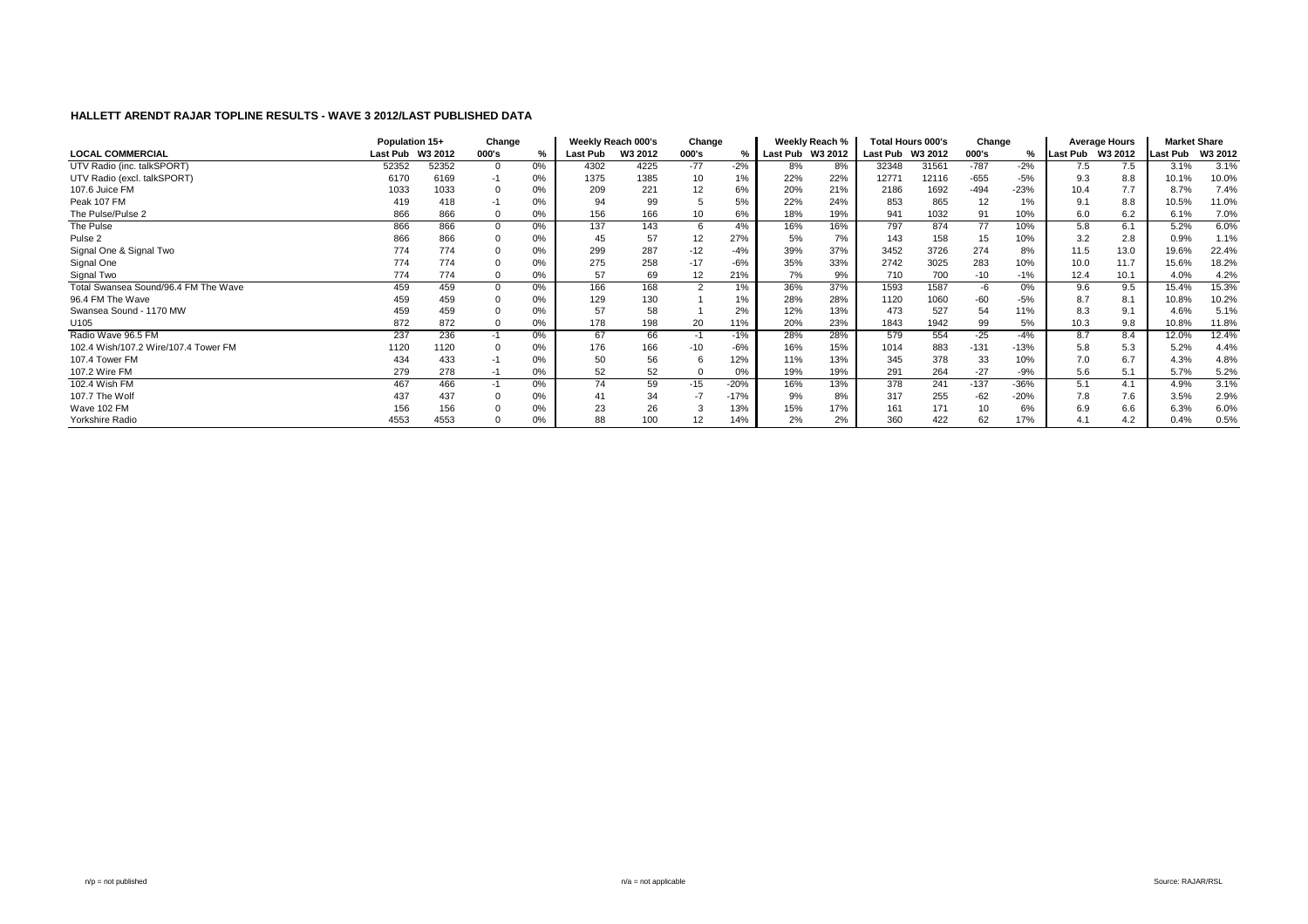## HALLETT ARENDT RAJAR TOPLINE RESULTS - WAVE 3 2012/LAST PUBLISHED DATA

| | Population 15+ | | Change | | Weekly Reach 000's | | Change | | Weekly Reach % | | Total Hours 000's | | Change | | Average Hours | | Market Share | |
|---|---|---|---|---|---|---|---|---|---|---|---|---|---|---|---|---|---|---|
| LOCAL COMMERCIAL | Last Pub | W3 2012 | 000's | % | Last Pub | W3 2012 | 000's | % | Last Pub | W3 2012 | Last Pub | W3 2012 | 000's | % | Last Pub | W3 2012 | Last Pub | W3 2012 |
| UTV Radio (inc. talkSPORT) | 52352 | 52352 | 0 | 0% | 4302 | 4225 | -77 | -2% | 8% | 8% | 32348 | 31561 | -787 | -2% | 7.5 | 7.5 | 3.1% | 3.1% |
| UTV Radio (excl. talkSPORT) | 6170 | 6169 | -1 | 0% | 1375 | 1385 | 10 | 1% | 22% | 22% | 12771 | 12116 | -655 | -5% | 9.3 | 8.8 | 10.1% | 10.0% |
| 107.6 Juice FM | 1033 | 1033 | 0 | 0% | 209 | 221 | 12 | 6% | 20% | 21% | 2186 | 1692 | -494 | -23% | 10.4 | 7.7 | 8.7% | 7.4% |
| Peak 107 FM | 419 | 418 | -1 | 0% | 94 | 99 | 5 | 5% | 22% | 24% | 853 | 865 | 12 | 1% | 9.1 | 8.8 | 10.5% | 11.0% |
| The Pulse/Pulse 2 | 866 | 866 | 0 | 0% | 156 | 166 | 10 | 6% | 18% | 19% | 941 | 1032 | 91 | 10% | 6.0 | 6.2 | 6.1% | 7.0% |
| The Pulse | 866 | 866 | 0 | 0% | 137 | 143 | 6 | 4% | 16% | 16% | 797 | 874 | 77 | 10% | 5.8 | 6.1 | 5.2% | 6.0% |
| Pulse 2 | 866 | 866 | 0 | 0% | 45 | 57 | 12 | 27% | 5% | 7% | 143 | 158 | 15 | 10% | 3.2 | 2.8 | 0.9% | 1.1% |
| Signal One & Signal Two | 774 | 774 | 0 | 0% | 299 | 287 | -12 | -4% | 39% | 37% | 3452 | 3726 | 274 | 8% | 11.5 | 13.0 | 19.6% | 22.4% |
| Signal One | 774 | 774 | 0 | 0% | 275 | 258 | -17 | -6% | 35% | 33% | 2742 | 3025 | 283 | 10% | 10.0 | 11.7 | 15.6% | 18.2% |
| Signal Two | 774 | 774 | 0 | 0% | 57 | 69 | 12 | 21% | 7% | 9% | 710 | 700 | -10 | -1% | 12.4 | 10.1 | 4.0% | 4.2% |
| Total Swansea Sound/96.4 FM The Wave | 459 | 459 | 0 | 0% | 166 | 168 | 2 | 1% | 36% | 37% | 1593 | 1587 | -6 | 0% | 9.6 | 9.5 | 15.4% | 15.3% |
| 96.4 FM The Wave | 459 | 459 | 0 | 0% | 129 | 130 | 1 | 1% | 28% | 28% | 1120 | 1060 | -60 | -5% | 8.7 | 8.1 | 10.8% | 10.2% |
| Swansea Sound - 1170 MW | 459 | 459 | 0 | 0% | 57 | 58 | 1 | 2% | 12% | 13% | 473 | 527 | 54 | 11% | 8.3 | 9.1 | 4.6% | 5.1% |
| U105 | 872 | 872 | 0 | 0% | 178 | 198 | 20 | 11% | 20% | 23% | 1843 | 1942 | 99 | 5% | 10.3 | 9.8 | 10.8% | 11.8% |
| Radio Wave 96.5 FM | 237 | 236 | -1 | 0% | 67 | 66 | -1 | -1% | 28% | 28% | 579 | 554 | -25 | -4% | 8.7 | 8.4 | 12.0% | 12.4% |
| 102.4 Wish/107.2 Wire/107.4 Tower FM | 1120 | 1120 | 0 | 0% | 176 | 166 | -10 | -6% | 16% | 15% | 1014 | 883 | -131 | -13% | 5.8 | 5.3 | 5.2% | 4.4% |
| 107.4 Tower FM | 434 | 433 | -1 | 0% | 50 | 56 | 6 | 12% | 11% | 13% | 345 | 378 | 33 | 10% | 7.0 | 6.7 | 4.3% | 4.8% |
| 107.2 Wire FM | 279 | 278 | -1 | 0% | 52 | 52 | 0 | 0% | 19% | 19% | 291 | 264 | -27 | -9% | 5.6 | 5.1 | 5.7% | 5.2% |
| 102.4 Wish FM | 467 | 466 | -1 | 0% | 74 | 59 | -15 | -20% | 16% | 13% | 378 | 241 | -137 | -36% | 5.1 | 4.1 | 4.9% | 3.1% |
| 107.7 The Wolf | 437 | 437 | 0 | 0% | 41 | 34 | -7 | -17% | 9% | 8% | 317 | 255 | -62 | -20% | 7.8 | 7.6 | 3.5% | 2.9% |
| Wave 102 FM | 156 | 156 | 0 | 0% | 23 | 26 | 3 | 13% | 15% | 17% | 161 | 171 | 10 | 6% | 6.9 | 6.6 | 6.3% | 6.0% |
| Yorkshire Radio | 4553 | 4553 | 0 | 0% | 88 | 100 | 12 | 14% | 2% | 2% | 360 | 422 | 62 | 17% | 4.1 | 4.2 | 0.4% | 0.5% |

n/p = not published    n/a = not applicable    Source: RAJAR/RSL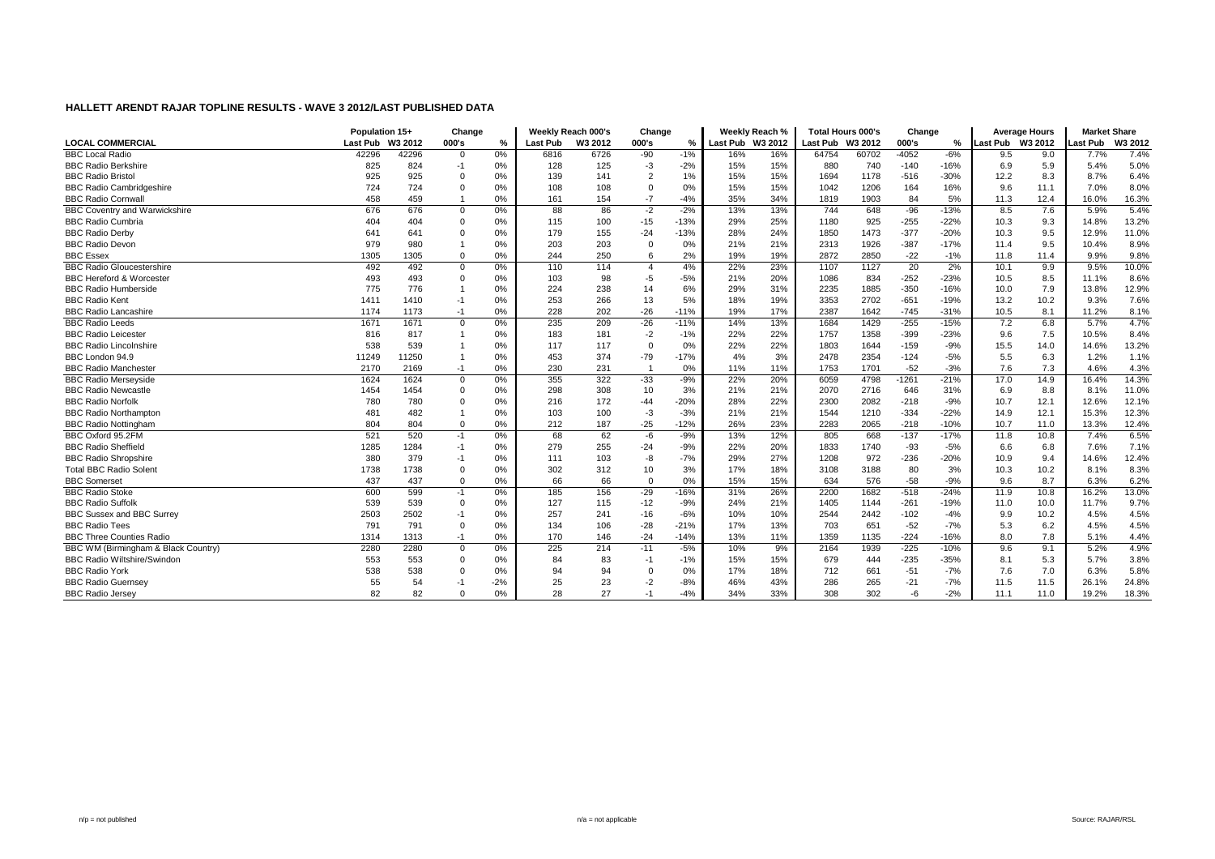# HALLETT ARENDT RAJAR TOPLINE RESULTS - WAVE 3 2012/LAST PUBLISHED DATA

| LOCAL COMMERCIAL | Population 15+ | | Change | | Weekly Reach 000's | | Change | | Weekly Reach % | | Total Hours 000's | | Change | | Average Hours | | Market Share | |
|---|---|---|---|---|---|---|---|---|---|---|---|---|---|---|---|---|---|---|
| | Last Pub | W3 2012 | 000's | % | Last Pub | W3 2012 | 000's | % | Last Pub | W3 2012 | Last Pub | W3 2012 | 000's | % | Last Pub | W3 2012 | Last Pub | W3 2012 |
| BBC Local Radio | 42296 | 42296 | 0 | 0% | 6816 | 6726 | -90 | -1% | 16% | 16% | 64754 | 60702 | -4052 | -6% | 9.5 | 9.0 | 7.7% | 7.4% |
| BBC Radio Berkshire | 825 | 824 | -1 | 0% | 128 | 125 | -3 | -2% | 15% | 15% | 880 | 740 | -140 | -16% | 6.9 | 5.9 | 5.4% | 5.0% |
| BBC Radio Bristol | 925 | 925 | 0 | 0% | 139 | 141 | 2 | 1% | 15% | 15% | 1694 | 1178 | -516 | -30% | 12.2 | 8.3 | 8.7% | 6.4% |
| BBC Radio Cambridgeshire | 724 | 724 | 0 | 0% | 108 | 108 | 0 | 0% | 15% | 15% | 1042 | 1206 | 164 | 16% | 9.6 | 11.1 | 7.0% | 8.0% |
| BBC Radio Cornwall | 458 | 459 | 1 | 0% | 161 | 154 | -7 | -4% | 35% | 34% | 1819 | 1903 | 84 | 5% | 11.3 | 12.4 | 16.0% | 16.3% |
| BBC Coventry and Warwickshire | 676 | 676 | 0 | 0% | 88 | 86 | -2 | -2% | 13% | 13% | 744 | 648 | -96 | -13% | 8.5 | 7.6 | 5.9% | 5.4% |
| BBC Radio Cumbria | 404 | 404 | 0 | 0% | 115 | 100 | -15 | -13% | 29% | 25% | 1180 | 925 | -255 | -22% | 10.3 | 9.3 | 14.8% | 13.2% |
| BBC Radio Derby | 641 | 641 | 0 | 0% | 179 | 155 | -24 | -13% | 28% | 24% | 1850 | 1473 | -377 | -20% | 10.3 | 9.5 | 12.9% | 11.0% |
| BBC Radio Devon | 979 | 980 | 1 | 0% | 203 | 203 | 0 | 0% | 21% | 21% | 2313 | 1926 | -387 | -17% | 11.4 | 9.5 | 10.4% | 8.9% |
| BBC Essex | 1305 | 1305 | 0 | 0% | 244 | 250 | 6 | 2% | 19% | 19% | 2872 | 2850 | -22 | -1% | 11.8 | 11.4 | 9.9% | 9.8% |
| BBC Radio Gloucestershire | 492 | 492 | 0 | 0% | 110 | 114 | 4 | 4% | 22% | 23% | 1107 | 1127 | 20 | 2% | 10.1 | 9.9 | 9.5% | 10.0% |
| BBC Hereford & Worcester | 493 | 493 | 0 | 0% | 103 | 98 | -5 | -5% | 21% | 20% | 1086 | 834 | -252 | -23% | 10.5 | 8.5 | 11.1% | 8.6% |
| BBC Radio Humberside | 775 | 776 | 1 | 0% | 224 | 238 | 14 | 6% | 29% | 31% | 2235 | 1885 | -350 | -16% | 10.0 | 7.9 | 13.8% | 12.9% |
| BBC Radio Kent | 1411 | 1410 | -1 | 0% | 253 | 266 | 13 | 5% | 18% | 19% | 3353 | 2702 | -651 | -19% | 13.2 | 10.2 | 9.3% | 7.6% |
| BBC Radio Lancashire | 1174 | 1173 | -1 | 0% | 228 | 202 | -26 | -11% | 19% | 17% | 2387 | 1642 | -745 | -31% | 10.5 | 8.1 | 11.2% | 8.1% |
| BBC Radio Leeds | 1671 | 1671 | 0 | 0% | 235 | 209 | -26 | -11% | 14% | 13% | 1684 | 1429 | -255 | -15% | 7.2 | 6.8 | 5.7% | 4.7% |
| BBC Radio Leicester | 816 | 817 | 1 | 0% | 183 | 181 | -2 | -1% | 22% | 22% | 1757 | 1358 | -399 | -23% | 9.6 | 7.5 | 10.5% | 8.4% |
| BBC Radio Lincolnshire | 538 | 539 | 1 | 0% | 117 | 117 | 0 | 0% | 22% | 22% | 1803 | 1644 | -159 | -9% | 15.5 | 14.0 | 14.6% | 13.2% |
| BBC London 94.9 | 11249 | 11250 | 1 | 0% | 453 | 374 | -79 | -17% | 4% | 3% | 2478 | 2354 | -124 | -5% | 5.5 | 6.3 | 1.2% | 1.1% |
| BBC Radio Manchester | 2170 | 2169 | -1 | 0% | 230 | 231 | 1 | 0% | 11% | 11% | 1753 | 1701 | -52 | -3% | 7.6 | 7.3 | 4.6% | 4.3% |
| BBC Radio Merseyside | 1624 | 1624 | 0 | 0% | 355 | 322 | -33 | -9% | 22% | 20% | 6059 | 4798 | -1261 | -21% | 17.0 | 14.9 | 16.4% | 14.3% |
| BBC Radio Newcastle | 1454 | 1454 | 0 | 0% | 298 | 308 | 10 | 3% | 21% | 21% | 2070 | 2716 | 646 | 31% | 6.9 | 8.8 | 8.1% | 11.0% |
| BBC Radio Norfolk | 780 | 780 | 0 | 0% | 216 | 172 | -44 | -20% | 28% | 22% | 2300 | 2082 | -218 | -9% | 10.7 | 12.1 | 12.6% | 12.1% |
| BBC Radio Northampton | 481 | 482 | 1 | 0% | 103 | 100 | -3 | -3% | 21% | 21% | 1544 | 1210 | -334 | -22% | 14.9 | 12.1 | 15.3% | 12.3% |
| BBC Radio Nottingham | 804 | 804 | 0 | 0% | 212 | 187 | -25 | -12% | 26% | 23% | 2283 | 2065 | -218 | -10% | 10.7 | 11.0 | 13.3% | 12.4% |
| BBC Oxford 95.2FM | 521 | 520 | -1 | 0% | 68 | 62 | -6 | -9% | 13% | 12% | 805 | 668 | -137 | -17% | 11.8 | 10.8 | 7.4% | 6.5% |
| BBC Radio Sheffield | 1285 | 1284 | -1 | 0% | 279 | 255 | -24 | -9% | 22% | 20% | 1833 | 1740 | -93 | -5% | 6.6 | 6.8 | 7.6% | 7.1% |
| BBC Radio Shropshire | 380 | 379 | -1 | 0% | 111 | 103 | -8 | -7% | 29% | 27% | 1208 | 972 | -236 | -20% | 10.9 | 9.4 | 14.6% | 12.4% |
| Total BBC Radio Solent | 1738 | 1738 | 0 | 0% | 302 | 312 | 10 | 3% | 17% | 18% | 3108 | 3188 | 80 | 3% | 10.3 | 10.2 | 8.1% | 8.3% |
| BBC Somerset | 437 | 437 | 0 | 0% | 66 | 66 | 0 | 0% | 15% | 15% | 634 | 576 | -58 | -9% | 9.6 | 8.7 | 6.3% | 6.2% |
| BBC Radio Stoke | 600 | 599 | -1 | 0% | 185 | 156 | -29 | -16% | 31% | 26% | 2200 | 1682 | -518 | -24% | 11.9 | 10.8 | 16.2% | 13.0% |
| BBC Radio Suffolk | 539 | 539 | 0 | 0% | 127 | 115 | -12 | -9% | 24% | 21% | 1405 | 1144 | -261 | -19% | 11.0 | 10.0 | 11.7% | 9.7% |
| BBC Sussex and BBC Surrey | 2503 | 2502 | -1 | 0% | 257 | 241 | -16 | -6% | 10% | 10% | 2544 | 2442 | -102 | -4% | 9.9 | 10.2 | 4.5% | 4.5% |
| BBC Radio Tees | 791 | 791 | 0 | 0% | 134 | 106 | -28 | -21% | 17% | 13% | 703 | 651 | -52 | -7% | 5.3 | 6.2 | 4.5% | 4.5% |
| BBC Three Counties Radio | 1314 | 1313 | -1 | 0% | 170 | 146 | -24 | -14% | 13% | 11% | 1359 | 1135 | -224 | -16% | 8.0 | 7.8 | 5.1% | 4.4% |
| BBC WM (Birmingham & Black Country) | 2280 | 2280 | 0 | 0% | 225 | 214 | -11 | -5% | 10% | 9% | 2164 | 1939 | -225 | -10% | 9.6 | 9.1 | 5.2% | 4.9% |
| BBC Radio Wiltshire/Swindon | 553 | 553 | 0 | 0% | 84 | 83 | -1 | -1% | 15% | 15% | 679 | 444 | -235 | -35% | 8.1 | 5.3 | 5.7% | 3.8% |
| BBC Radio York | 538 | 538 | 0 | 0% | 94 | 94 | 0 | 0% | 17% | 18% | 712 | 661 | -51 | -7% | 7.6 | 7.0 | 6.3% | 5.8% |
| BBC Radio Guernsey | 55 | 54 | -1 | -2% | 25 | 23 | -2 | -8% | 46% | 43% | 286 | 265 | -21 | -7% | 11.5 | 11.5 | 26.1% | 24.8% |
| BBC Radio Jersey | 82 | 82 | 0 | 0% | 28 | 27 | -1 | -4% | 34% | 33% | 308 | 302 | -6 | -2% | 11.1 | 11.0 | 19.2% | 18.3% |

n/p = not published | n/a = not applicable | Source: RAJAR/RSL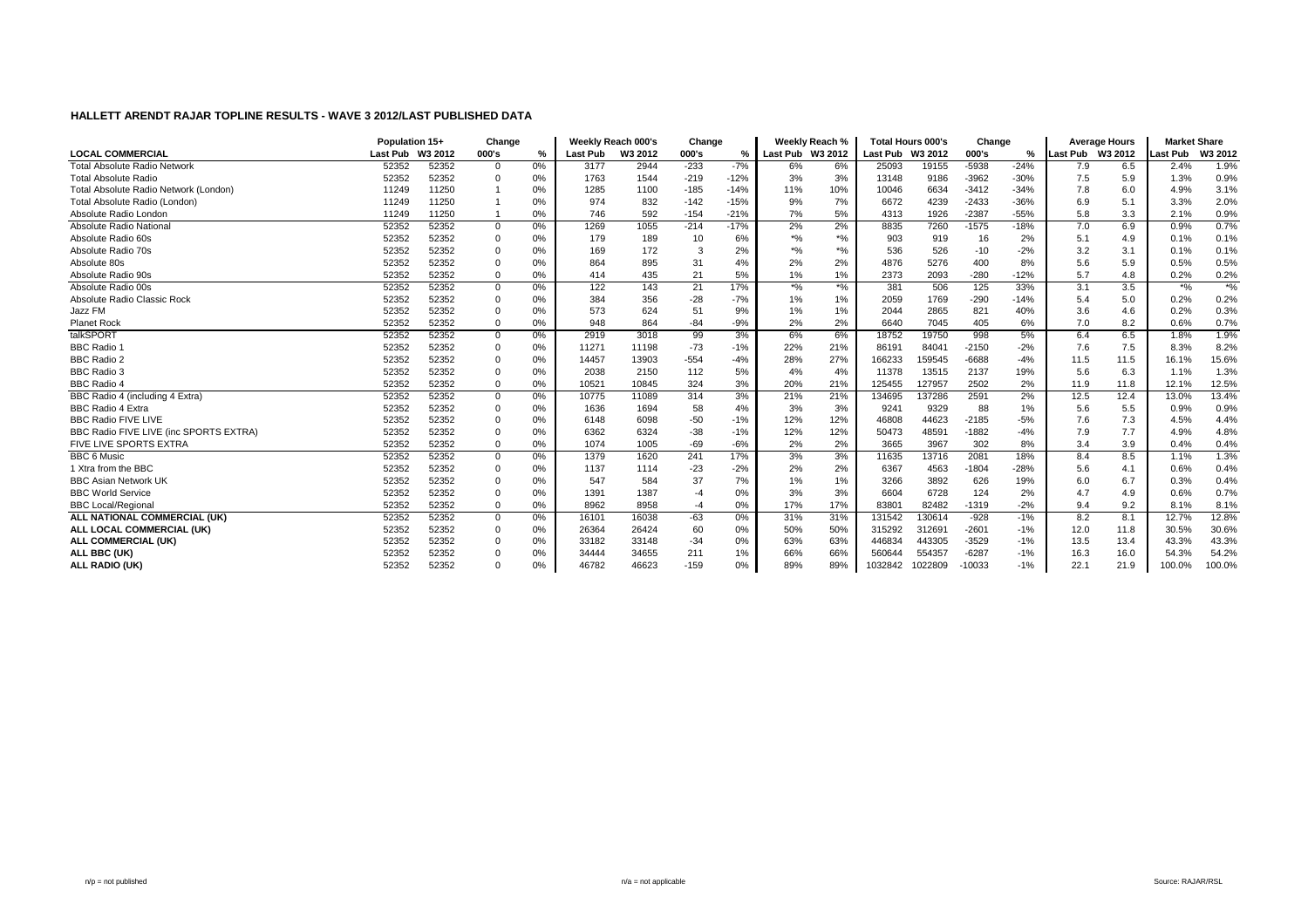## HALLETT ARENDT RAJAR TOPLINE RESULTS - WAVE 3 2012/LAST PUBLISHED DATA

| | Population 15+ | | Change | | Weekly Reach 000's | | Change | | Weekly Reach % | | Total Hours 000's | | Change | | Average Hours | | Market Share | |
|---|---|---|---|---|---|---|---|---|---|---|---|---|---|---|---|---|---|---|
| **LOCAL COMMERCIAL** | Last Pub | W3 2012 | 000's | % | Last Pub | W3 2012 | 000's | % | Last Pub | W3 2012 | Last Pub | W3 2012 | 000's | % | Last Pub | W3 2012 | Last Pub | W3 2012 |
| Total Absolute Radio Network | 52352 | 52352 | 0 | 0% | 3177 | 2944 | -233 | -7% | 6% | 6% | 25093 | 19155 | -5938 | -24% | 7.9 | 6.5 | 2.4% | 1.9% |
| Total Absolute Radio | 52352 | 52352 | 0 | 0% | 1763 | 1544 | -219 | -12% | 3% | 3% | 13148 | 9186 | -3962 | -30% | 7.5 | 5.9 | 1.3% | 0.9% |
| Total Absolute Radio Network (London) | 11249 | 11250 | 1 | 0% | 1285 | 1100 | -185 | -14% | 11% | 10% | 10046 | 6634 | -3412 | -34% | 7.8 | 6.0 | 4.9% | 3.1% |
| Total Absolute Radio (London) | 11249 | 11250 | 1 | 0% | 974 | 832 | -142 | -15% | 9% | 7% | 6672 | 4239 | -2433 | -36% | 6.9 | 5.1 | 3.3% | 2.0% |
| Absolute Radio London | 11249 | 11250 | 1 | 0% | 746 | 592 | -154 | -21% | 7% | 5% | 4313 | 1926 | -2387 | -55% | 5.8 | 3.3 | 2.1% | 0.9% |
| Absolute Radio National | 52352 | 52352 | 0 | 0% | 1269 | 1055 | -214 | -17% | 2% | 2% | 8835 | 7260 | -1575 | -18% | 7.0 | 6.9 | 0.9% | 0.7% |
| Absolute Radio 60s | 52352 | 52352 | 0 | 0% | 179 | 189 | 10 | 6% | *% | *% | 903 | 919 | 16 | 2% | 5.1 | 4.9 | 0.1% | 0.1% |
| Absolute Radio 70s | 52352 | 52352 | 0 | 0% | 169 | 172 | 3 | 2% | *% | *% | 536 | 526 | -10 | -2% | 3.2 | 3.1 | 0.1% | 0.1% |
| Absolute 80s | 52352 | 52352 | 0 | 0% | 864 | 895 | 31 | 4% | 2% | 2% | 4876 | 5276 | 400 | 8% | 5.6 | 5.9 | 0.5% | 0.5% |
| Absolute Radio 90s | 52352 | 52352 | 0 | 0% | 414 | 435 | 21 | 5% | 1% | 1% | 2373 | 2093 | -280 | -12% | 5.7 | 4.8 | 0.2% | 0.2% |
| Absolute Radio 00s | 52352 | 52352 | 0 | 0% | 122 | 143 | 21 | 17% | *% | *% | 381 | 506 | 125 | 33% | 3.1 | 3.5 | *% | *% |
| Absolute Radio Classic Rock | 52352 | 52352 | 0 | 0% | 384 | 356 | -28 | -7% | 1% | 1% | 2059 | 1769 | -290 | -14% | 5.4 | 5.0 | 0.2% | 0.2% |
| Jazz FM | 52352 | 52352 | 0 | 0% | 573 | 624 | 51 | 9% | 1% | 1% | 2044 | 2865 | 821 | 40% | 3.6 | 4.6 | 0.2% | 0.3% |
| Planet Rock | 52352 | 52352 | 0 | 0% | 948 | 864 | -84 | -9% | 2% | 2% | 6640 | 7045 | 405 | 6% | 7.0 | 8.2 | 0.6% | 0.7% |
| talkSPORT | 52352 | 52352 | 0 | 0% | 2919 | 3018 | 99 | 3% | 6% | 6% | 18752 | 19750 | 998 | 5% | 6.4 | 6.5 | 1.8% | 1.9% |
| BBC Radio 1 | 52352 | 52352 | 0 | 0% | 11271 | 11198 | -73 | -1% | 22% | 21% | 86191 | 84041 | -2150 | -2% | 7.6 | 7.5 | 8.3% | 8.2% |
| BBC Radio 2 | 52352 | 52352 | 0 | 0% | 14457 | 13903 | -554 | -4% | 28% | 27% | 166233 | 159545 | -6688 | -4% | 11.5 | 11.5 | 16.1% | 15.6% |
| BBC Radio 3 | 52352 | 52352 | 0 | 0% | 2038 | 2150 | 112 | 5% | 4% | 4% | 11378 | 13515 | 2137 | 19% | 5.6 | 6.3 | 1.1% | 1.3% |
| BBC Radio 4 | 52352 | 52352 | 0 | 0% | 10521 | 10845 | 324 | 3% | 20% | 21% | 125455 | 127957 | 2502 | 2% | 11.9 | 11.8 | 12.1% | 12.5% |
| BBC Radio 4 (including 4 Extra) | 52352 | 52352 | 0 | 0% | 10775 | 11089 | 314 | 3% | 21% | 21% | 134695 | 137286 | 2591 | 2% | 12.5 | 12.4 | 13.0% | 13.4% |
| BBC Radio 4 Extra | 52352 | 52352 | 0 | 0% | 1636 | 1694 | 58 | 4% | 3% | 3% | 9241 | 9329 | 88 | 1% | 5.6 | 5.5 | 0.9% | 0.9% |
| BBC Radio FIVE LIVE | 52352 | 52352 | 0 | 0% | 6148 | 6098 | -50 | -1% | 12% | 12% | 46808 | 44623 | -2185 | -5% | 7.6 | 7.3 | 4.5% | 4.4% |
| BBC Radio FIVE LIVE (inc SPORTS EXTRA) | 52352 | 52352 | 0 | 0% | 6362 | 6324 | -38 | -1% | 12% | 12% | 50473 | 48591 | -1882 | -4% | 7.9 | 7.7 | 4.9% | 4.8% |
| FIVE LIVE SPORTS EXTRA | 52352 | 52352 | 0 | 0% | 1074 | 1005 | -69 | -6% | 2% | 2% | 3665 | 3967 | 302 | 8% | 3.4 | 3.9 | 0.4% | 0.4% |
| BBC 6 Music | 52352 | 52352 | 0 | 0% | 1379 | 1620 | 241 | 17% | 3% | 3% | 11635 | 13716 | 2081 | 18% | 8.4 | 8.5 | 1.1% | 1.3% |
| 1 Xtra from the BBC | 52352 | 52352 | 0 | 0% | 1137 | 1114 | -23 | -2% | 2% | 2% | 6367 | 4563 | -1804 | -28% | 5.6 | 4.1 | 0.6% | 0.4% |
| BBC Asian Network UK | 52352 | 52352 | 0 | 0% | 547 | 584 | 37 | 7% | 1% | 1% | 3266 | 3892 | 626 | 19% | 6.0 | 6.7 | 0.3% | 0.4% |
| BBC World Service | 52352 | 52352 | 0 | 0% | 1391 | 1387 | -4 | 0% | 3% | 3% | 6604 | 6728 | 124 | 2% | 4.7 | 4.9 | 0.6% | 0.7% |
| BBC Local/Regional | 52352 | 52352 | 0 | 0% | 8962 | 8958 | -4 | 0% | 17% | 17% | 83801 | 82482 | -1319 | -2% | 9.4 | 9.2 | 8.1% | 8.1% |
| **ALL NATIONAL COMMERCIAL (UK)** | 52352 | 52352 | 0 | 0% | 16101 | 16038 | -63 | 0% | 31% | 31% | 131542 | 130614 | -928 | -1% | 8.2 | 8.1 | 12.7% | 12.8% |
| **ALL LOCAL COMMERCIAL (UK)** | 52352 | 52352 | 0 | 0% | 26364 | 26424 | 60 | 0% | 50% | 50% | 315292 | 312691 | -2601 | -1% | 12.0 | 11.8 | 30.5% | 30.6% |
| **ALL COMMERCIAL (UK)** | 52352 | 52352 | 0 | 0% | 33182 | 33148 | -34 | 0% | 63% | 63% | 446834 | 443305 | -3529 | -1% | 13.5 | 13.4 | 43.3% | 43.3% |
| **ALL BBC (UK)** | 52352 | 52352 | 0 | 0% | 34444 | 34655 | 211 | 1% | 66% | 66% | 560644 | 554357 | -6287 | -1% | 16.3 | 16.0 | 54.3% | 54.2% |
| **ALL RADIO (UK)** | 52352 | 52352 | 0 | 0% | 46782 | 46623 | -159 | 0% | 89% | 89% | 1032842 | 1022809 | -10033 | -1% | 22.1 | 21.9 | 100.0% | 100.0% |

n/p = not published n/a = not applicable Source: RAJAR/RSL